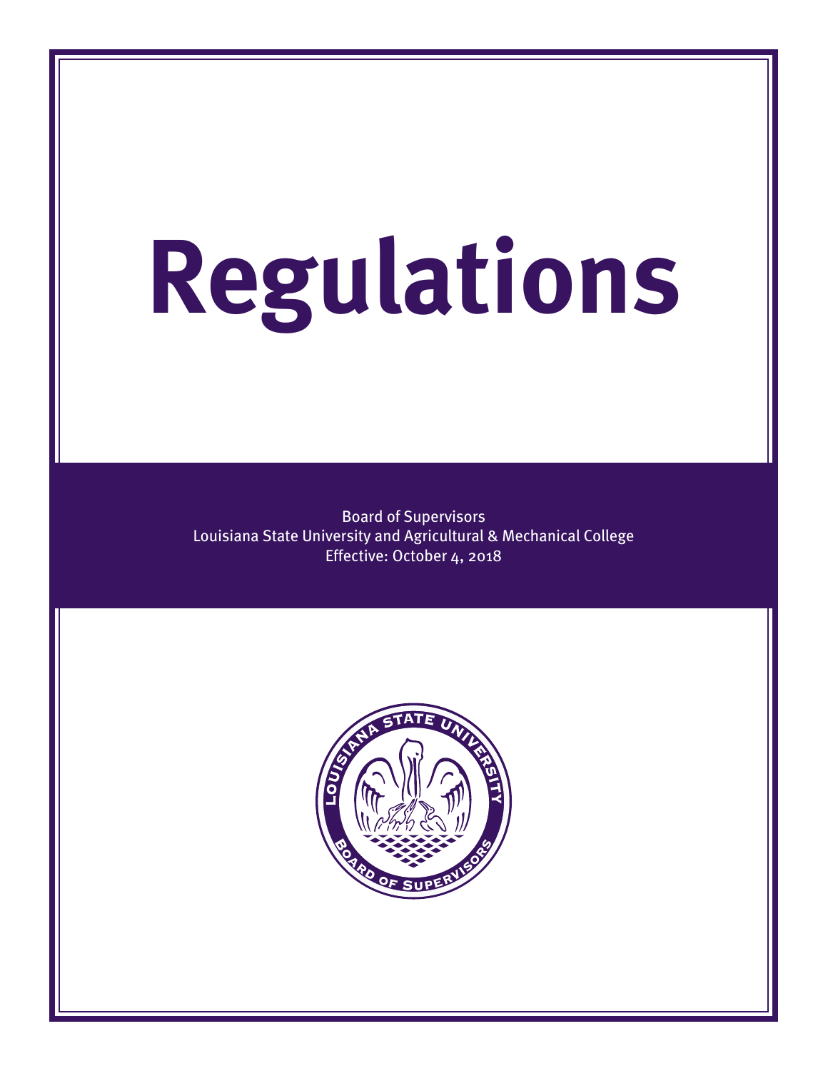# Regulations

Board of Supervisors
Louisiana State University and Agricultural & Mechanical College
Effective: October 4, 2018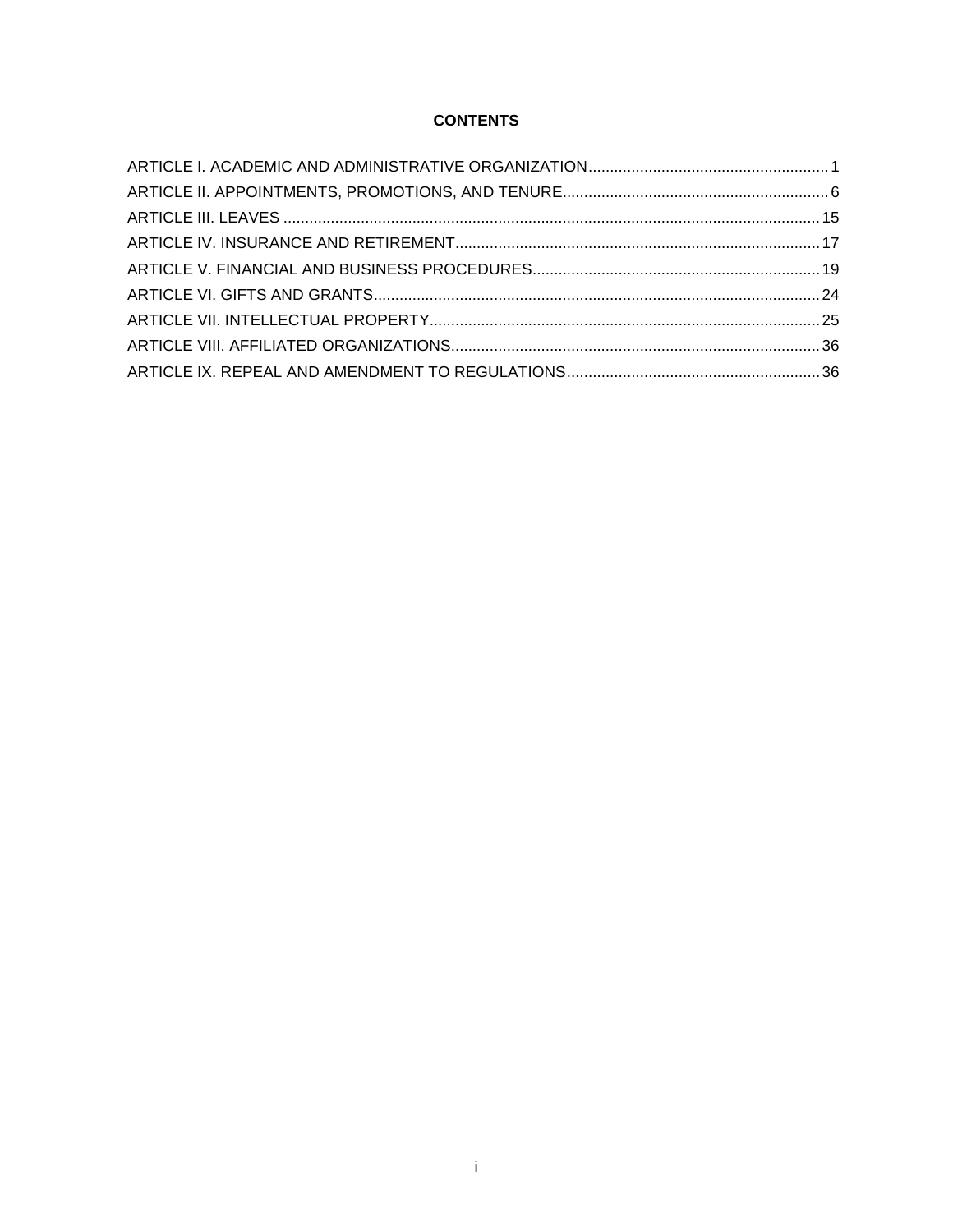# CONTENTS

ARTICLE I. ACADEMIC AND ADMINISTRATIVE ORGANIZATION........................................................1
ARTICLE II. APPOINTMENTS, PROMOTIONS, AND TENURE..............................................................6
ARTICLE III. LEAVES ...........................................................................................................15
ARTICLE IV. INSURANCE AND RETIREMENT....................................................................................17
ARTICLE V. FINANCIAL AND BUSINESS PROCEDURES...................................................................19
ARTICLE VI. GIFTS AND GRANTS.......................................................................................................24
ARTICLE VII. INTELLECTUAL PROPERTY...........................................................................................25
ARTICLE VIII. AFFILIATED ORGANIZATIONS.....................................................................................36
ARTICLE IX. REPEAL AND AMENDMENT TO REGULATIONS...........................................................36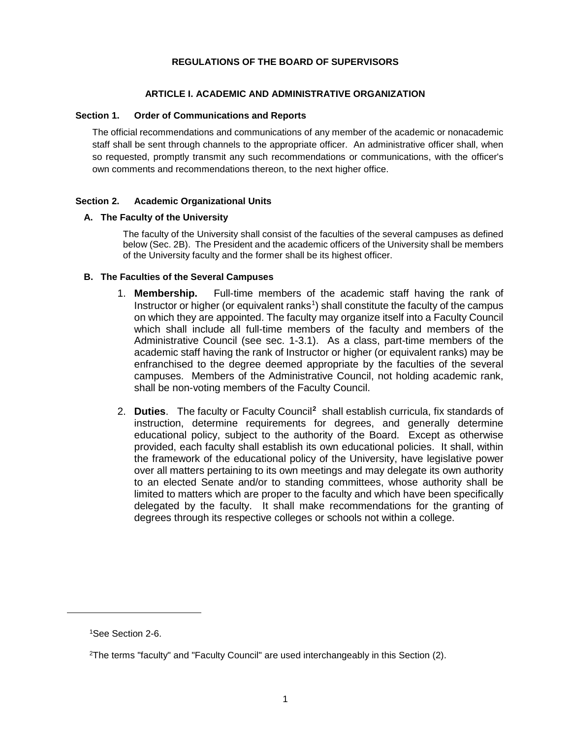# REGULATIONS OF THE BOARD OF SUPERVISORS

## ARTICLE I. ACADEMIC AND ADMINISTRATIVE ORGANIZATION

### Section 1. Order of Communications and Reports

The official recommendations and communications of any member of the academic or nonacademic staff shall be sent through channels to the appropriate officer. An administrative officer shall, when so requested, promptly transmit any such recommendations or communications, with the officer's own comments and recommendations thereon, to the next higher office.

### Section 2. Academic Organizational Units

#### A. The Faculty of the University

The faculty of the University shall consist of the faculties of the several campuses as defined below (Sec. 2B). The President and the academic officers of the University shall be members of the University faculty and the former shall be its highest officer.

#### B. The Faculties of the Several Campuses

1. **Membership.** Full-time members of the academic staff having the rank of Instructor or higher (or equivalent ranks[1]) shall constitute the faculty of the campus on which they are appointed. The faculty may organize itself into a Faculty Council which shall include all full-time members of the faculty and members of the Administrative Council (see sec. 1-3.1). As a class, part-time members of the academic staff having the rank of Instructor or higher (or equivalent ranks) may be enfranchised to the degree deemed appropriate by the faculties of the several campuses. Members of the Administrative Council, not holding academic rank, shall be non-voting members of the Faculty Council.

2. **Duties**. The faculty or Faculty Council[2] shall establish curricula, fix standards of instruction, determine requirements for degrees, and generally determine educational policy, subject to the authority of the Board. Except as otherwise provided, each faculty shall establish its own educational policies. It shall, within the framework of the educational policy of the University, have legislative power over all matters pertaining to its own meetings and may delegate its own authority to an elected Senate and/or to standing committees, whose authority shall be limited to matters which are proper to the faculty and which have been specifically delegated by the faculty. It shall make recommendations for the granting of degrees through its respective colleges or schools not within a college.

---

[1] See Section 2-6.

[2] The terms "faculty" and "Faculty Council" are used interchangeably in this Section (2).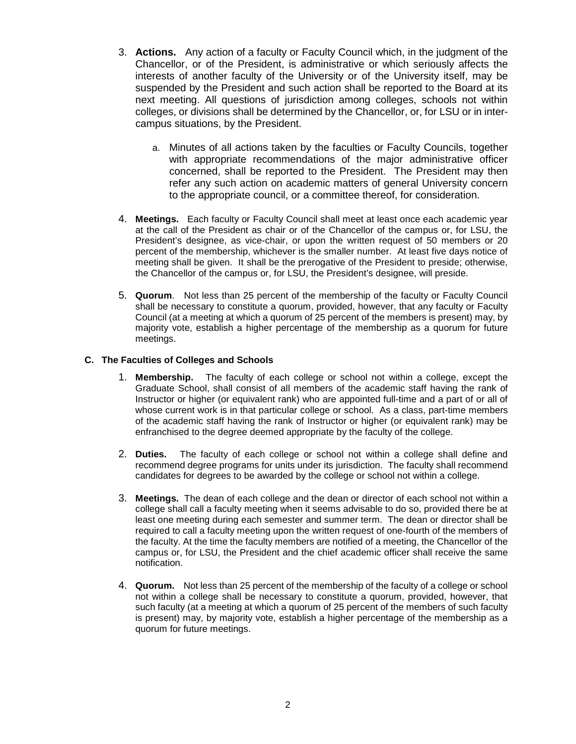3. **Actions.** Any action of a faculty or Faculty Council which, in the judgment of the Chancellor, or of the President, is administrative or which seriously affects the interests of another faculty of the University or of the University itself, may be suspended by the President and such action shall be reported to the Board at its next meeting. All questions of jurisdiction among colleges, schools not within colleges, or divisions shall be determined by the Chancellor, or, for LSU or in inter-campus situations, by the President.

   a. Minutes of all actions taken by the faculties or Faculty Councils, together with appropriate recommendations of the major administrative officer concerned, shall be reported to the President. The President may then refer any such action on academic matters of general University concern to the appropriate council, or a committee thereof, for consideration.

4. **Meetings.** Each faculty or Faculty Council shall meet at least once each academic year at the call of the President as chair or of the Chancellor of the campus or, for LSU, the President's designee, as vice-chair, or upon the written request of 50 members or 20 percent of the membership, whichever is the smaller number. At least five days notice of meeting shall be given. It shall be the prerogative of the President to preside; otherwise, the Chancellor of the campus or, for LSU, the President's designee, will preside.

5. **Quorum**. Not less than 25 percent of the membership of the faculty or Faculty Council shall be necessary to constitute a quorum, provided, however, that any faculty or Faculty Council (at a meeting at which a quorum of 25 percent of the members is present) may, by majority vote, establish a higher percentage of the membership as a quorum for future meetings.

### C. The Faculties of Colleges and Schools

1. **Membership.** The faculty of each college or school not within a college, except the Graduate School, shall consist of all members of the academic staff having the rank of Instructor or higher (or equivalent rank) who are appointed full-time and a part of or all of whose current work is in that particular college or school. As a class, part-time members of the academic staff having the rank of Instructor or higher (or equivalent rank) may be enfranchised to the degree deemed appropriate by the faculty of the college.

2. **Duties.** The faculty of each college or school not within a college shall define and recommend degree programs for units under its jurisdiction. The faculty shall recommend candidates for degrees to be awarded by the college or school not within a college.

3. **Meetings.** The dean of each college and the dean or director of each school not within a college shall call a faculty meeting when it seems advisable to do so, provided there be at least one meeting during each semester and summer term. The dean or director shall be required to call a faculty meeting upon the written request of one-fourth of the members of the faculty. At the time the faculty members are notified of a meeting, the Chancellor of the campus or, for LSU, the President and the chief academic officer shall receive the same notification.

4. **Quorum.** Not less than 25 percent of the membership of the faculty of a college or school not within a college shall be necessary to constitute a quorum, provided, however, that such faculty (at a meeting at which a quorum of 25 percent of the members of such faculty is present) may, by majority vote, establish a higher percentage of the membership as a quorum for future meetings.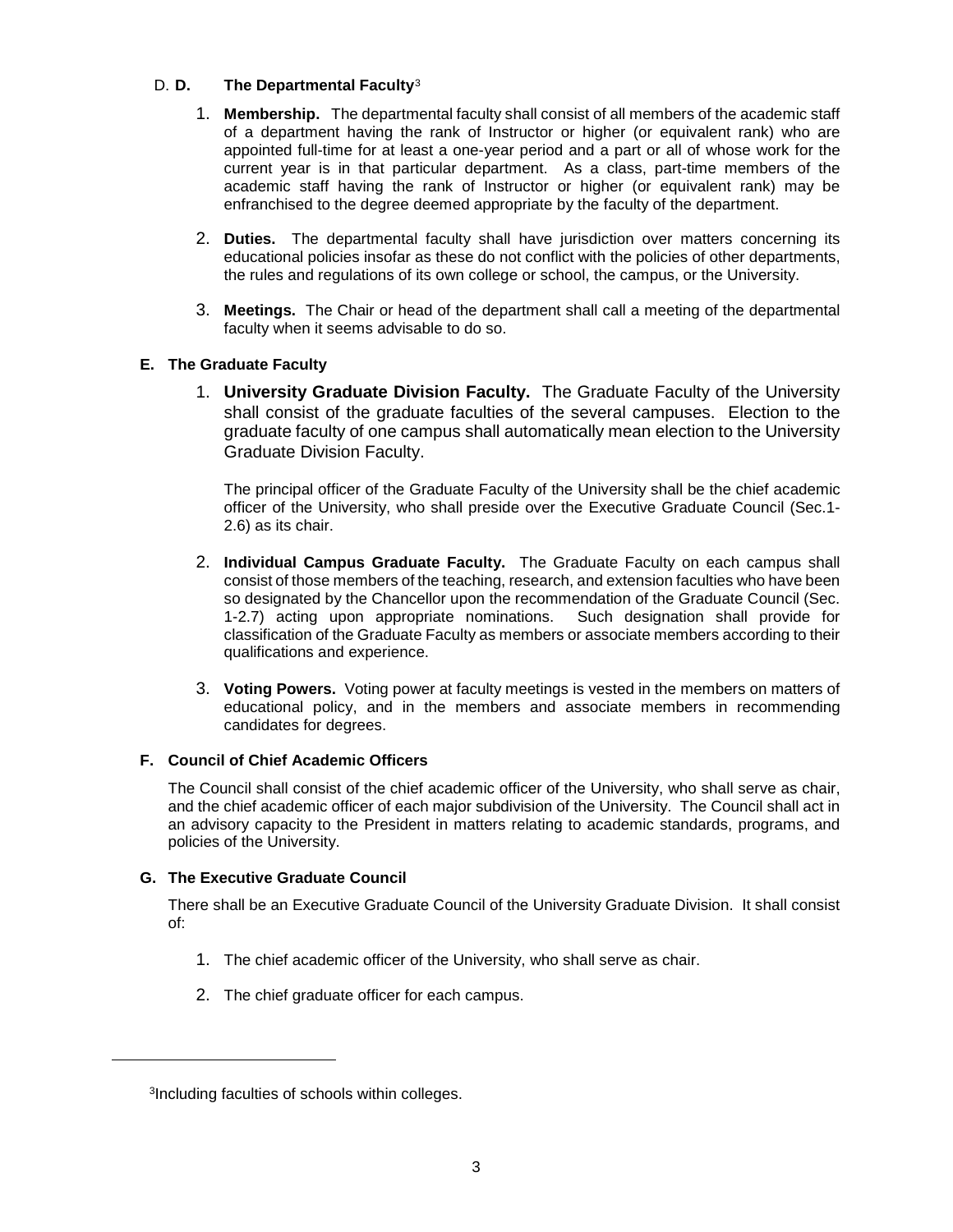### D. The Departmental Faculty[3]

1. **Membership.** The departmental faculty shall consist of all members of the academic staff of a department having the rank of Instructor or higher (or equivalent rank) who are appointed full-time for at least a one-year period and a part or all of whose work for the current year is in that particular department. As a class, part-time members of the academic staff having the rank of Instructor or higher (or equivalent rank) may be enfranchised to the degree deemed appropriate by the faculty of the department.

2. **Duties.** The departmental faculty shall have jurisdiction over matters concerning its educational policies insofar as these do not conflict with the policies of other departments, the rules and regulations of its own college or school, the campus, or the University.

3. **Meetings.** The Chair or head of the department shall call a meeting of the departmental faculty when it seems advisable to do so.

### E. The Graduate Faculty

1. **University Graduate Division Faculty.** The Graduate Faculty of the University shall consist of the graduate faculties of the several campuses. Election to the graduate faculty of one campus shall automatically mean election to the University Graduate Division Faculty.

   The principal officer of the Graduate Faculty of the University shall be the chief academic officer of the University, who shall preside over the Executive Graduate Council (Sec.1-2.6) as its chair.

2. **Individual Campus Graduate Faculty.** The Graduate Faculty on each campus shall consist of those members of the teaching, research, and extension faculties who have been so designated by the Chancellor upon the recommendation of the Graduate Council (Sec. 1-2.7) acting upon appropriate nominations. Such designation shall provide for classification of the Graduate Faculty as members or associate members according to their qualifications and experience.

3. **Voting Powers.** Voting power at faculty meetings is vested in the members on matters of educational policy, and in the members and associate members in recommending candidates for degrees.

### F. Council of Chief Academic Officers

The Council shall consist of the chief academic officer of the University, who shall serve as chair, and the chief academic officer of each major subdivision of the University. The Council shall act in an advisory capacity to the President in matters relating to academic standards, programs, and policies of the University.

### G. The Executive Graduate Council

There shall be an Executive Graduate Council of the University Graduate Division. It shall consist of:

1. The chief academic officer of the University, who shall serve as chair.

2. The chief graduate officer for each campus.

---

[3] Including faculties of schools within colleges.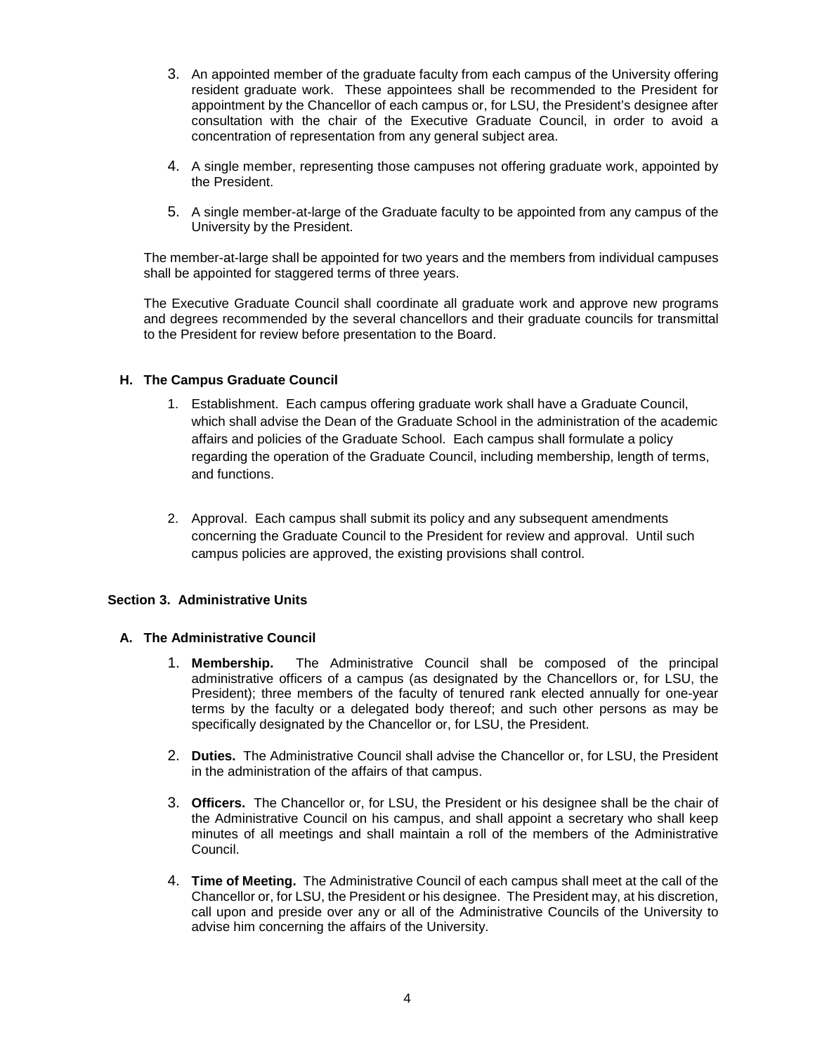3. An appointed member of the graduate faculty from each campus of the University offering resident graduate work. These appointees shall be recommended to the President for appointment by the Chancellor of each campus or, for LSU, the President's designee after consultation with the chair of the Executive Graduate Council, in order to avoid a concentration of representation from any general subject area.

4. A single member, representing those campuses not offering graduate work, appointed by the President.

5. A single member-at-large of the Graduate faculty to be appointed from any campus of the University by the President.

The member-at-large shall be appointed for two years and the members from individual campuses shall be appointed for staggered terms of three years.

The Executive Graduate Council shall coordinate all graduate work and approve new programs and degrees recommended by the several chancellors and their graduate councils for transmittal to the President for review before presentation to the Board.

### H. The Campus Graduate Council

1. Establishment. Each campus offering graduate work shall have a Graduate Council, which shall advise the Dean of the Graduate School in the administration of the academic affairs and policies of the Graduate School. Each campus shall formulate a policy regarding the operation of the Graduate Council, including membership, length of terms, and functions.

2. Approval. Each campus shall submit its policy and any subsequent amendments concerning the Graduate Council to the President for review and approval. Until such campus policies are approved, the existing provisions shall control.

## Section 3. Administrative Units

### A. The Administrative Council

1. **Membership.** The Administrative Council shall be composed of the principal administrative officers of a campus (as designated by the Chancellors or, for LSU, the President); three members of the faculty of tenured rank elected annually for one-year terms by the faculty or a delegated body thereof; and such other persons as may be specifically designated by the Chancellor or, for LSU, the President.

2. **Duties.** The Administrative Council shall advise the Chancellor or, for LSU, the President in the administration of the affairs of that campus.

3. **Officers.** The Chancellor or, for LSU, the President or his designee shall be the chair of the Administrative Council on his campus, and shall appoint a secretary who shall keep minutes of all meetings and shall maintain a roll of the members of the Administrative Council.

4. **Time of Meeting.** The Administrative Council of each campus shall meet at the call of the Chancellor or, for LSU, the President or his designee. The President may, at his discretion, call upon and preside over any or all of the Administrative Councils of the University to advise him concerning the affairs of the University.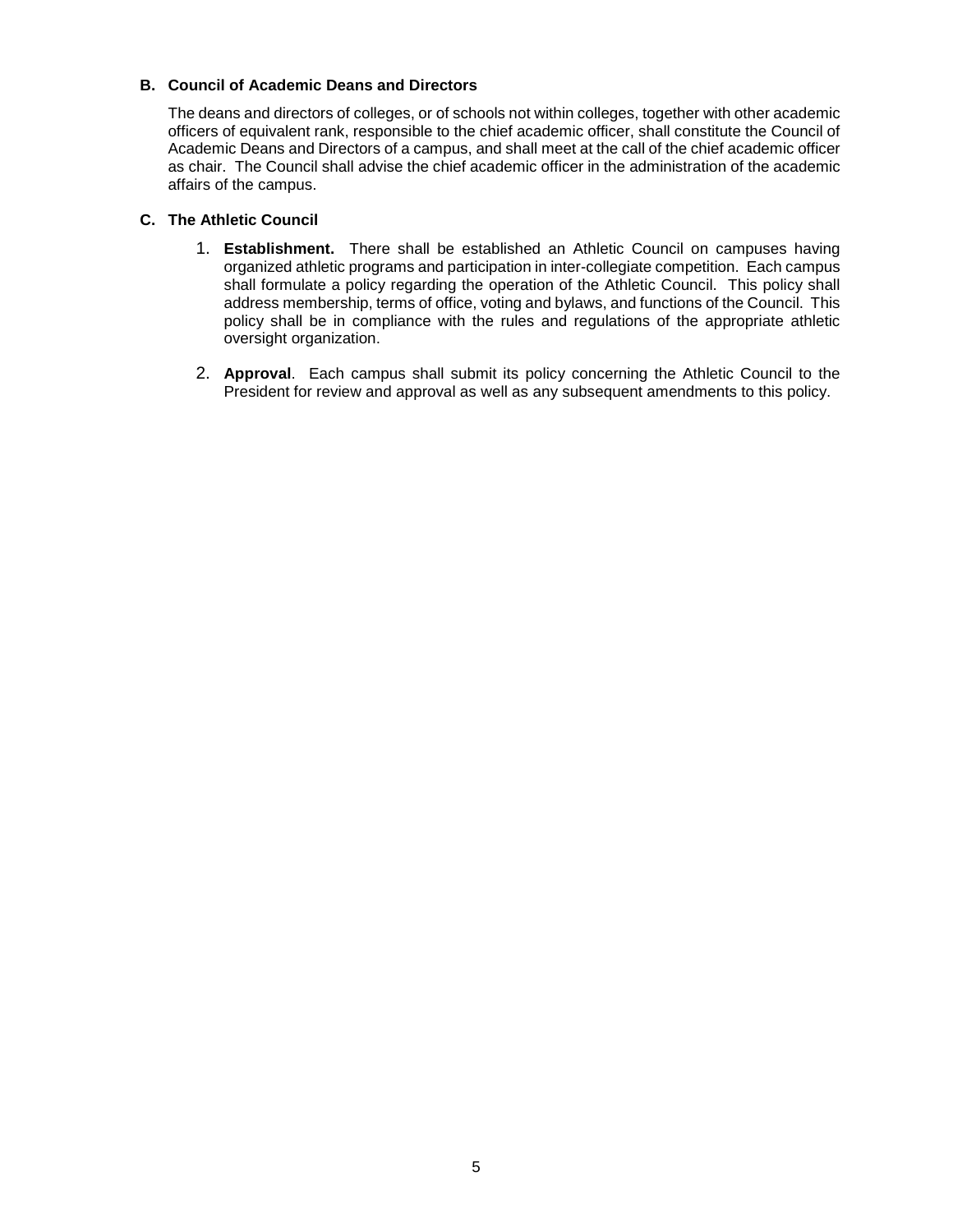### B. Council of Academic Deans and Directors

The deans and directors of colleges, or of schools not within colleges, together with other academic officers of equivalent rank, responsible to the chief academic officer, shall constitute the Council of Academic Deans and Directors of a campus, and shall meet at the call of the chief academic officer as chair. The Council shall advise the chief academic officer in the administration of the academic affairs of the campus.

### C. The Athletic Council

1. **Establishment.** There shall be established an Athletic Council on campuses having organized athletic programs and participation in inter-collegiate competition. Each campus shall formulate a policy regarding the operation of the Athletic Council. This policy shall address membership, terms of office, voting and bylaws, and functions of the Council. This policy shall be in compliance with the rules and regulations of the appropriate athletic oversight organization.

2. **Approval**. Each campus shall submit its policy concerning the Athletic Council to the President for review and approval as well as any subsequent amendments to this policy.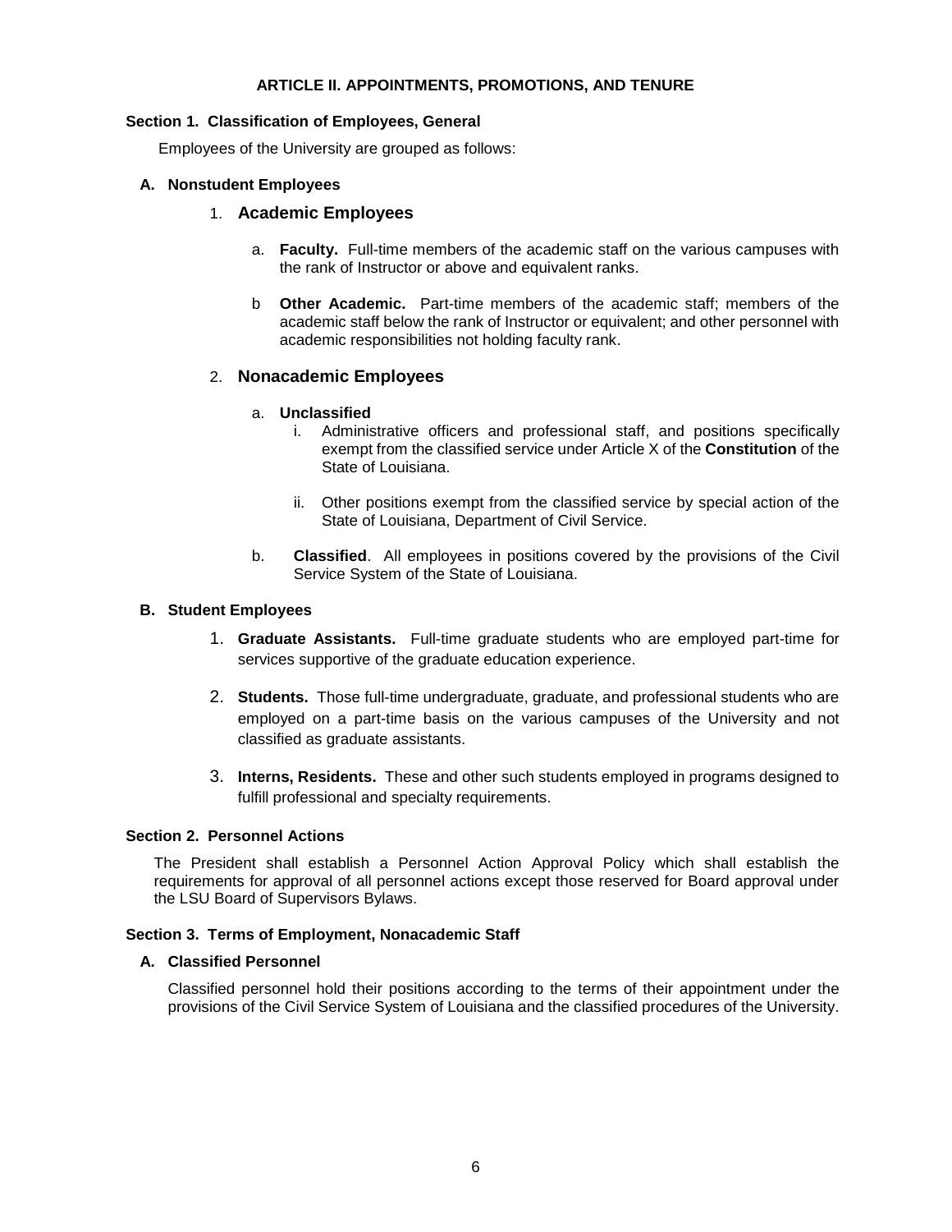## ARTICLE II. APPOINTMENTS, PROMOTIONS, AND TENURE

### Section 1. Classification of Employees, General

Employees of the University are grouped as follows:

#### A. Nonstudent Employees

1. **Academic Employees**

   a. **Faculty.** Full-time members of the academic staff on the various campuses with the rank of Instructor or above and equivalent ranks.

   b **Other Academic.** Part-time members of the academic staff; members of the academic staff below the rank of Instructor or equivalent; and other personnel with academic responsibilities not holding faculty rank.

2. **Nonacademic Employees**

   a. **Unclassified**

      i. Administrative officers and professional staff, and positions specifically exempt from the classified service under Article X of the **Constitution** of the State of Louisiana.

      ii. Other positions exempt from the classified service by special action of the State of Louisiana, Department of Civil Service.

   b. **Classified**. All employees in positions covered by the provisions of the Civil Service System of the State of Louisiana.

#### B. Student Employees

1. **Graduate Assistants.** Full-time graduate students who are employed part-time for services supportive of the graduate education experience.

2. **Students.** Those full-time undergraduate, graduate, and professional students who are employed on a part-time basis on the various campuses of the University and not classified as graduate assistants.

3. **Interns, Residents.** These and other such students employed in programs designed to fulfill professional and specialty requirements.

### Section 2. Personnel Actions

The President shall establish a Personnel Action Approval Policy which shall establish the requirements for approval of all personnel actions except those reserved for Board approval under the LSU Board of Supervisors Bylaws.

### Section 3. Terms of Employment, Nonacademic Staff

#### A. Classified Personnel

Classified personnel hold their positions according to the terms of their appointment under the provisions of the Civil Service System of Louisiana and the classified procedures of the University.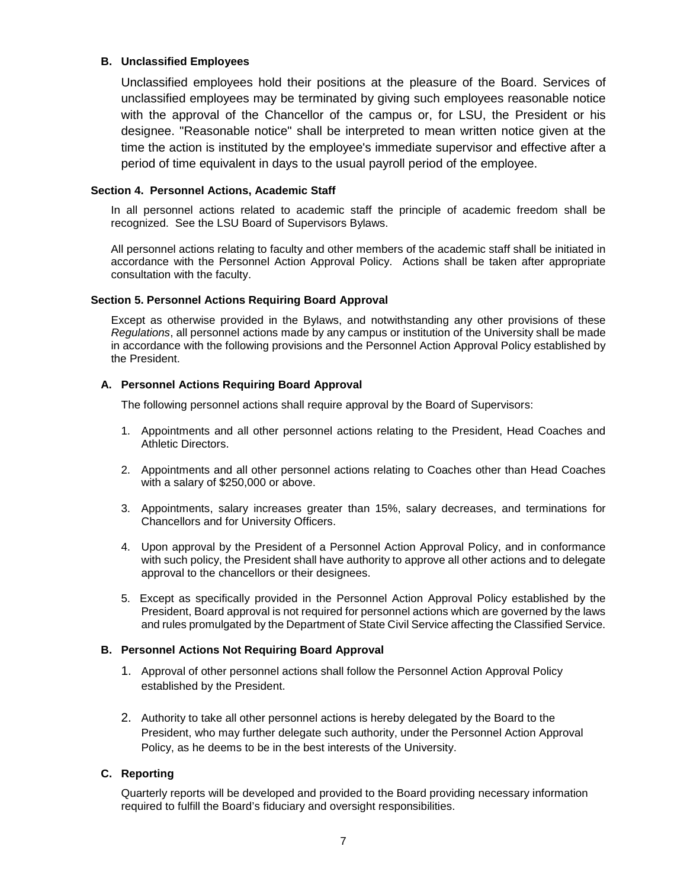### B. Unclassified Employees

Unclassified employees hold their positions at the pleasure of the Board. Services of unclassified employees may be terminated by giving such employees reasonable notice with the approval of the Chancellor of the campus or, for LSU, the President or his designee. "Reasonable notice" shall be interpreted to mean written notice given at the time the action is instituted by the employee's immediate supervisor and effective after a period of time equivalent in days to the usual payroll period of the employee.

## Section 4. Personnel Actions, Academic Staff

In all personnel actions related to academic staff the principle of academic freedom shall be recognized. See the LSU Board of Supervisors Bylaws.

All personnel actions relating to faculty and other members of the academic staff shall be initiated in accordance with the Personnel Action Approval Policy. Actions shall be taken after appropriate consultation with the faculty.

## Section 5. Personnel Actions Requiring Board Approval

Except as otherwise provided in the Bylaws, and notwithstanding any other provisions of these *Regulations*, all personnel actions made by any campus or institution of the University shall be made in accordance with the following provisions and the Personnel Action Approval Policy established by the President.

### A. Personnel Actions Requiring Board Approval

The following personnel actions shall require approval by the Board of Supervisors:

1. Appointments and all other personnel actions relating to the President, Head Coaches and Athletic Directors.

2. Appointments and all other personnel actions relating to Coaches other than Head Coaches with a salary of $250,000 or above.

3. Appointments, salary increases greater than 15%, salary decreases, and terminations for Chancellors and for University Officers.

4. Upon approval by the President of a Personnel Action Approval Policy, and in conformance with such policy, the President shall have authority to approve all other actions and to delegate approval to the chancellors or their designees.

5. Except as specifically provided in the Personnel Action Approval Policy established by the President, Board approval is not required for personnel actions which are governed by the laws and rules promulgated by the Department of State Civil Service affecting the Classified Service.

### B. Personnel Actions Not Requiring Board Approval

1. Approval of other personnel actions shall follow the Personnel Action Approval Policy established by the President.

2. Authority to take all other personnel actions is hereby delegated by the Board to the President, who may further delegate such authority, under the Personnel Action Approval Policy, as he deems to be in the best interests of the University.

### C. Reporting

Quarterly reports will be developed and provided to the Board providing necessary information required to fulfill the Board's fiduciary and oversight responsibilities.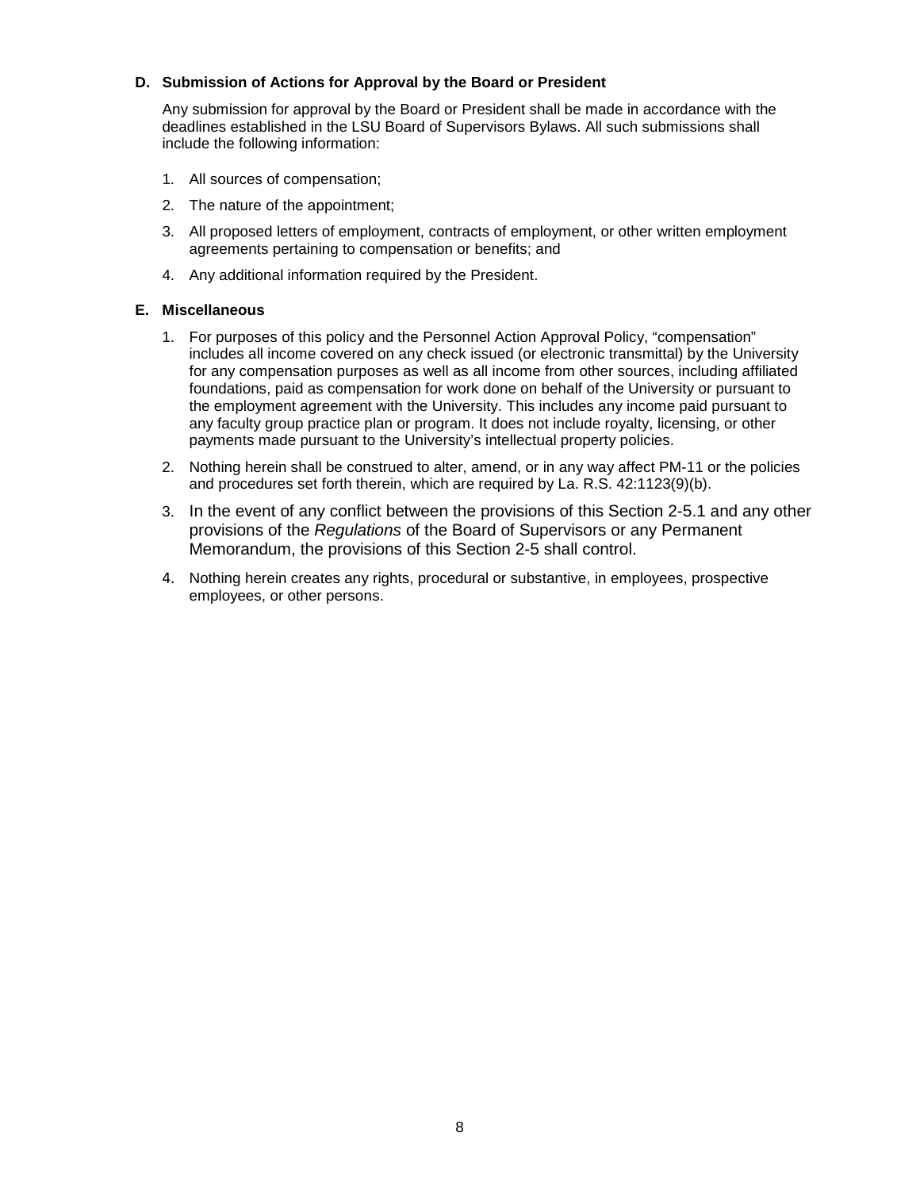### D. Submission of Actions for Approval by the Board or President

Any submission for approval by the Board or President shall be made in accordance with the deadlines established in the LSU Board of Supervisors Bylaws. All such submissions shall include the following information:

1. All sources of compensation;
2. The nature of the appointment;
3. All proposed letters of employment, contracts of employment, or other written employment agreements pertaining to compensation or benefits; and
4. Any additional information required by the President.

### E. Miscellaneous

1. For purposes of this policy and the Personnel Action Approval Policy, "compensation" includes all income covered on any check issued (or electronic transmittal) by the University for any compensation purposes as well as all income from other sources, including affiliated foundations, paid as compensation for work done on behalf of the University or pursuant to the employment agreement with the University. This includes any income paid pursuant to any faculty group practice plan or program. It does not include royalty, licensing, or other payments made pursuant to the University's intellectual property policies.
2. Nothing herein shall be construed to alter, amend, or in any way affect PM-11 or the policies and procedures set forth therein, which are required by La. R.S. 42:1123(9)(b).
3. In the event of any conflict between the provisions of this Section 2-5.1 and any other provisions of the *Regulations* of the Board of Supervisors or any Permanent Memorandum, the provisions of this Section 2-5 shall control.
4. Nothing herein creates any rights, procedural or substantive, in employees, prospective employees, or other persons.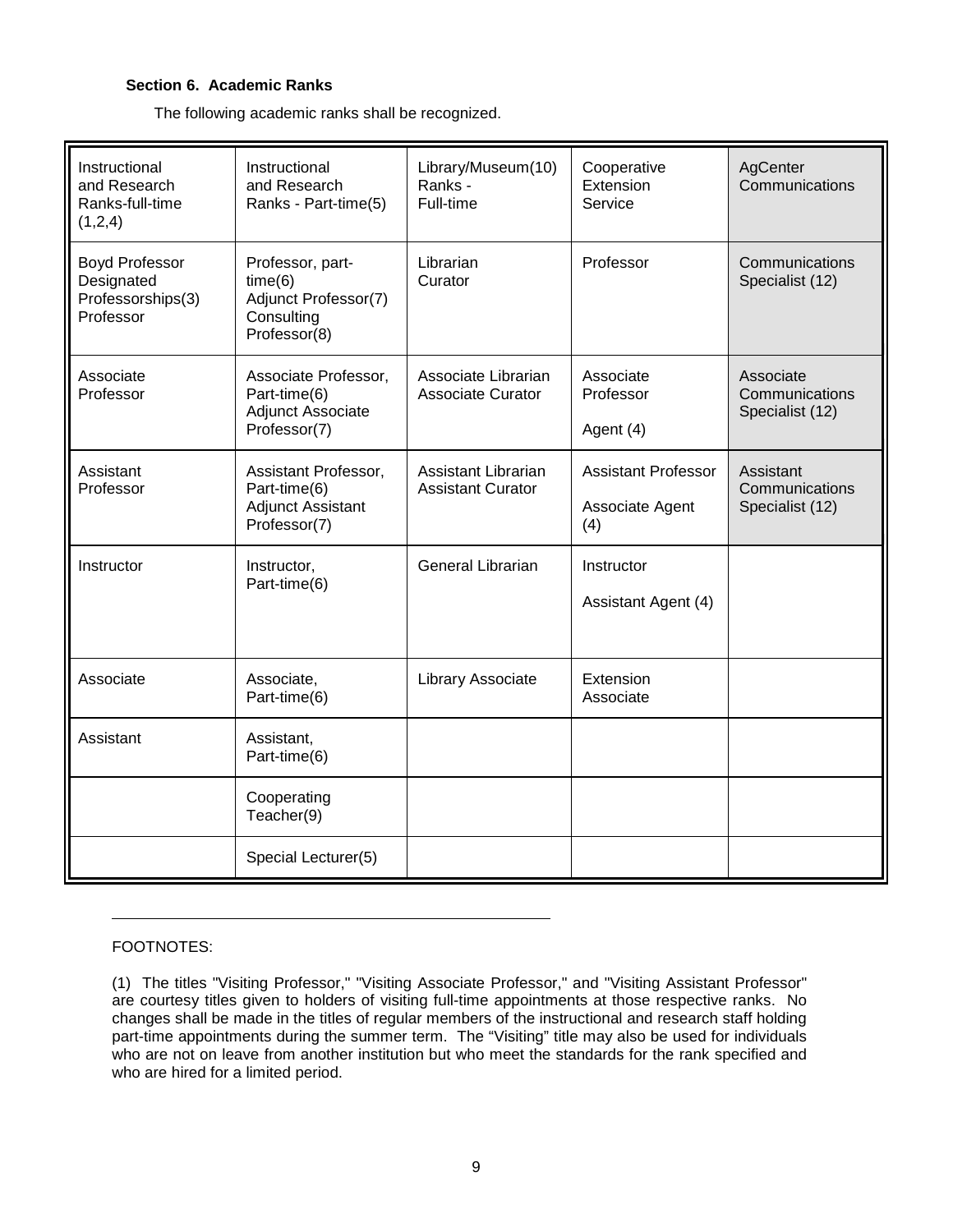**Section 6. Academic Ranks**

The following academic ranks shall be recognized.

| Instructional and Research Ranks-full-time (1,2,4) | Instructional and Research Ranks - Part-time(5) | Library/Museum(10) Ranks - Full-time | Cooperative Extension Service | AgCenter Communications |
|---|---|---|---|---|
| Boyd Professor<br>Designated Professorships(3)<br>Professor | Professor, part-time(6)<br>Adjunct Professor(7)<br>Consulting Professor(8) | Librarian<br>Curator | Professor | Communications Specialist (12) |
| Associate Professor | Associate Professor, Part-time(6)<br>Adjunct Associate Professor(7) | Associate Librarian<br>Associate Curator | Associate Professor<br>Agent (4) | Associate Communications Specialist (12) |
| Assistant Professor | Assistant Professor, Part-time(6)<br>Adjunct Assistant Professor(7) | Assistant Librarian<br>Assistant Curator | Assistant Professor<br>Associate Agent (4) | Assistant Communications Specialist (12) |
| Instructor | Instructor, Part-time(6) | General Librarian | Instructor<br>Assistant Agent (4) | |
| Associate | Associate, Part-time(6) | Library Associate | Extension Associate | |
| Assistant | Assistant, Part-time(6) | | | |
| | Cooperating Teacher(9) | | | |
| | Special Lecturer(5) | | | |

---

FOOTNOTES:

(1) The titles "Visiting Professor," "Visiting Associate Professor," and "Visiting Assistant Professor" are courtesy titles given to holders of visiting full-time appointments at those respective ranks. No changes shall be made in the titles of regular members of the instructional and research staff holding part-time appointments during the summer term. The "Visiting" title may also be used for individuals who are not on leave from another institution but who meet the standards for the rank specified and who are hired for a limited period.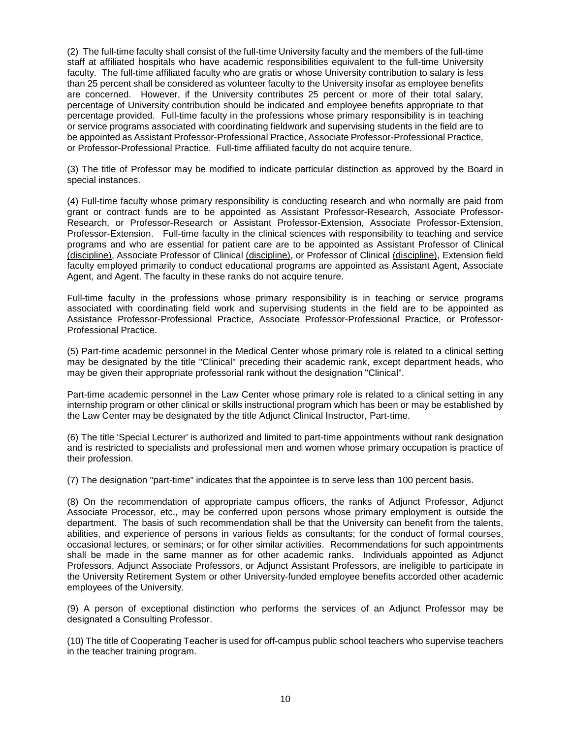(2) The full-time faculty shall consist of the full-time University faculty and the members of the full-time staff at affiliated hospitals who have academic responsibilities equivalent to the full-time University faculty. The full-time affiliated faculty who are gratis or whose University contribution to salary is less than 25 percent shall be considered as volunteer faculty to the University insofar as employee benefits are concerned. However, if the University contributes 25 percent or more of their total salary, percentage of University contribution should be indicated and employee benefits appropriate to that percentage provided. Full-time faculty in the professions whose primary responsibility is in teaching or service programs associated with coordinating fieldwork and supervising students in the field are to be appointed as Assistant Professor-Professional Practice, Associate Professor-Professional Practice, or Professor-Professional Practice. Full-time affiliated faculty do not acquire tenure.

(3) The title of Professor may be modified to indicate particular distinction as approved by the Board in special instances.

(4) Full-time faculty whose primary responsibility is conducting research and who normally are paid from grant or contract funds are to be appointed as Assistant Professor-Research, Associate Professor-Research, or Professor-Research or Assistant Professor-Extension, Associate Professor-Extension, Professor-Extension. Full-time faculty in the clinical sciences with responsibility to teaching and service programs and who are essential for patient care are to be appointed as Assistant Professor of Clinical <u>(discipline)</u>, Associate Professor of Clinical <u>(discipline)</u>, or Professor of Clinical <u>(discipline)</u>, Extension field faculty employed primarily to conduct educational programs are appointed as Assistant Agent, Associate Agent, and Agent. The faculty in these ranks do not acquire tenure.

Full-time faculty in the professions whose primary responsibility is in teaching or service programs associated with coordinating field work and supervising students in the field are to be appointed as Assistance Professor-Professional Practice, Associate Professor-Professional Practice, or Professor-Professional Practice.

(5) Part-time academic personnel in the Medical Center whose primary role is related to a clinical setting may be designated by the title "Clinical" preceding their academic rank, except department heads, who may be given their appropriate professorial rank without the designation "Clinical".

Part-time academic personnel in the Law Center whose primary role is related to a clinical setting in any internship program or other clinical or skills instructional program which has been or may be established by the Law Center may be designated by the title Adjunct Clinical Instructor, Part-time.

(6) The title 'Special Lecturer' is authorized and limited to part-time appointments without rank designation and is restricted to specialists and professional men and women whose primary occupation is practice of their profession.

(7) The designation "part-time" indicates that the appointee is to serve less than 100 percent basis.

(8) On the recommendation of appropriate campus officers, the ranks of Adjunct Professor, Adjunct Associate Processor, etc., may be conferred upon persons whose primary employment is outside the department. The basis of such recommendation shall be that the University can benefit from the talents, abilities, and experience of persons in various fields as consultants; for the conduct of formal courses, occasional lectures, or seminars; or for other similar activities. Recommendations for such appointments shall be made in the same manner as for other academic ranks. Individuals appointed as Adjunct Professors, Adjunct Associate Professors, or Adjunct Assistant Professors, are ineligible to participate in the University Retirement System or other University-funded employee benefits accorded other academic employees of the University.

(9) A person of exceptional distinction who performs the services of an Adjunct Professor may be designated a Consulting Professor.

(10) The title of Cooperating Teacher is used for off-campus public school teachers who supervise teachers in the teacher training program.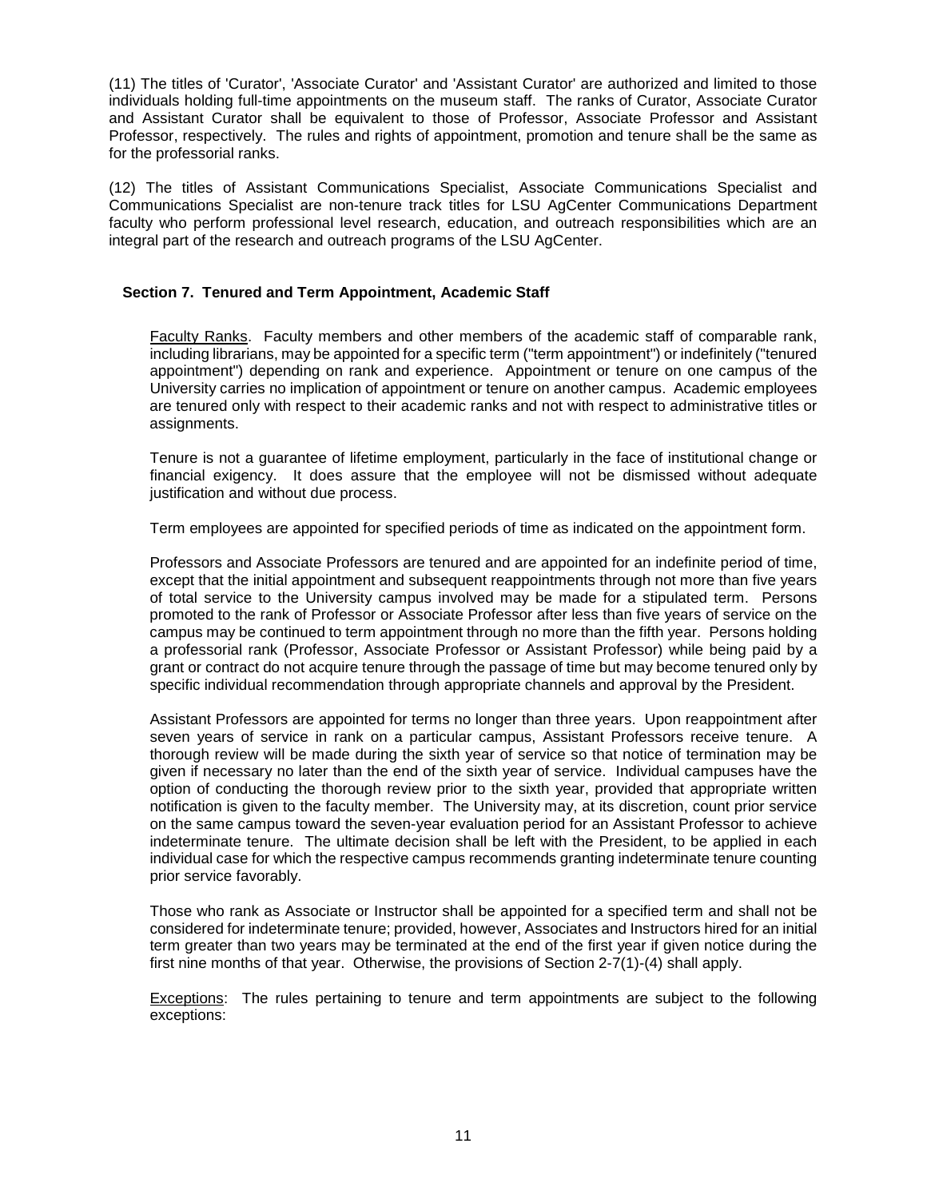(11) The titles of 'Curator', 'Associate Curator' and 'Assistant Curator' are authorized and limited to those individuals holding full-time appointments on the museum staff. The ranks of Curator, Associate Curator and Assistant Curator shall be equivalent to those of Professor, Associate Professor and Assistant Professor, respectively. The rules and rights of appointment, promotion and tenure shall be the same as for the professorial ranks.

(12) The titles of Assistant Communications Specialist, Associate Communications Specialist and Communications Specialist are non-tenure track titles for LSU AgCenter Communications Department faculty who perform professional level research, education, and outreach responsibilities which are an integral part of the research and outreach programs of the LSU AgCenter.

### Section 7. Tenured and Term Appointment, Academic Staff

Faculty Ranks. Faculty members and other members of the academic staff of comparable rank, including librarians, may be appointed for a specific term ("term appointment") or indefinitely ("tenured appointment") depending on rank and experience. Appointment or tenure on one campus of the University carries no implication of appointment or tenure on another campus. Academic employees are tenured only with respect to their academic ranks and not with respect to administrative titles or assignments.

Tenure is not a guarantee of lifetime employment, particularly in the face of institutional change or financial exigency. It does assure that the employee will not be dismissed without adequate justification and without due process.

Term employees are appointed for specified periods of time as indicated on the appointment form.

Professors and Associate Professors are tenured and are appointed for an indefinite period of time, except that the initial appointment and subsequent reappointments through not more than five years of total service to the University campus involved may be made for a stipulated term. Persons promoted to the rank of Professor or Associate Professor after less than five years of service on the campus may be continued to term appointment through no more than the fifth year. Persons holding a professorial rank (Professor, Associate Professor or Assistant Professor) while being paid by a grant or contract do not acquire tenure through the passage of time but may become tenured only by specific individual recommendation through appropriate channels and approval by the President.

Assistant Professors are appointed for terms no longer than three years. Upon reappointment after seven years of service in rank on a particular campus, Assistant Professors receive tenure. A thorough review will be made during the sixth year of service so that notice of termination may be given if necessary no later than the end of the sixth year of service. Individual campuses have the option of conducting the thorough review prior to the sixth year, provided that appropriate written notification is given to the faculty member. The University may, at its discretion, count prior service on the same campus toward the seven-year evaluation period for an Assistant Professor to achieve indeterminate tenure. The ultimate decision shall be left with the President, to be applied in each individual case for which the respective campus recommends granting indeterminate tenure counting prior service favorably.

Those who rank as Associate or Instructor shall be appointed for a specified term and shall not be considered for indeterminate tenure; provided, however, Associates and Instructors hired for an initial term greater than two years may be terminated at the end of the first year if given notice during the first nine months of that year. Otherwise, the provisions of Section 2-7(1)-(4) shall apply.

Exceptions: The rules pertaining to tenure and term appointments are subject to the following exceptions: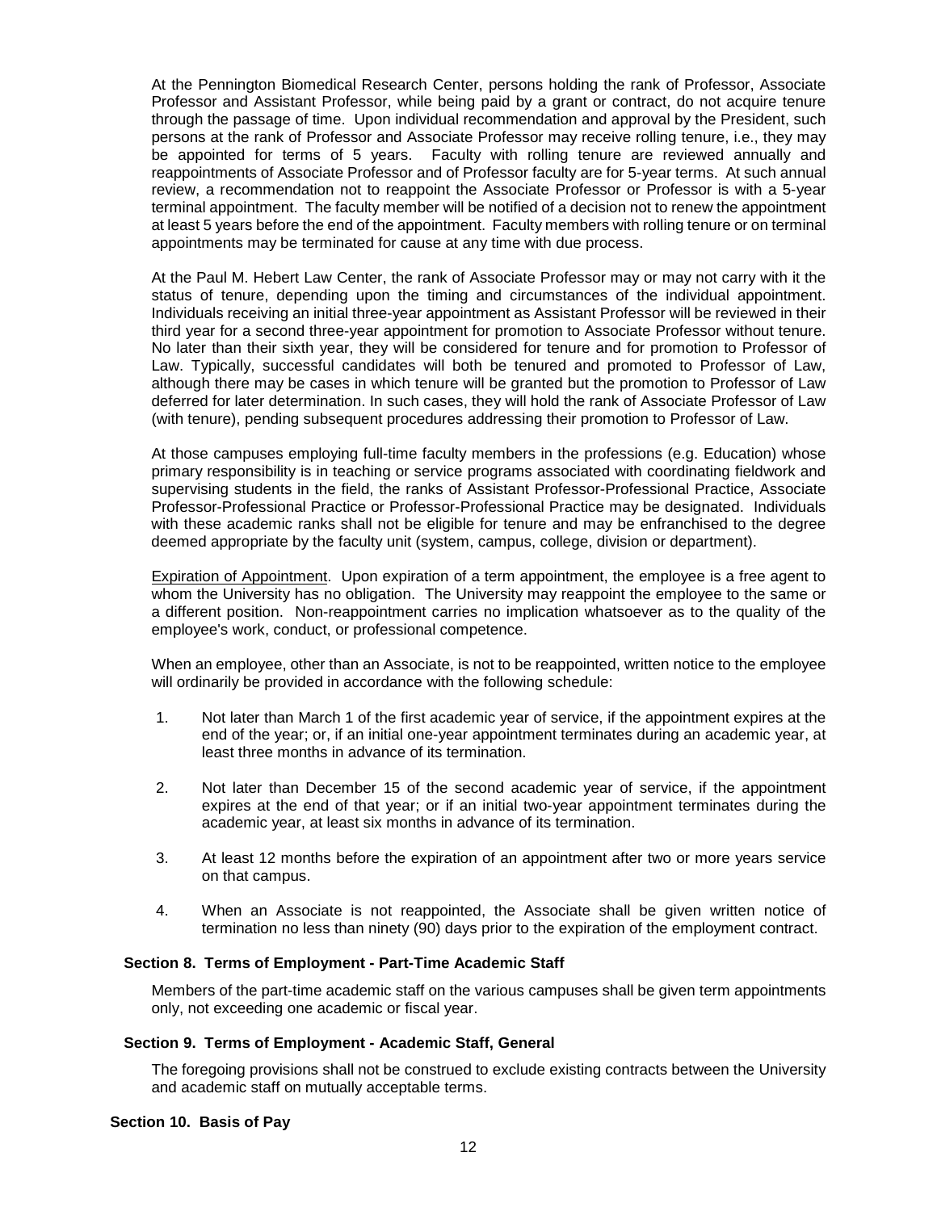At the Pennington Biomedical Research Center, persons holding the rank of Professor, Associate Professor and Assistant Professor, while being paid by a grant or contract, do not acquire tenure through the passage of time. Upon individual recommendation and approval by the President, such persons at the rank of Professor and Associate Professor may receive rolling tenure, i.e., they may be appointed for terms of 5 years. Faculty with rolling tenure are reviewed annually and reappointments of Associate Professor and of Professor faculty are for 5-year terms. At such annual review, a recommendation not to reappoint the Associate Professor or Professor is with a 5-year terminal appointment. The faculty member will be notified of a decision not to renew the appointment at least 5 years before the end of the appointment. Faculty members with rolling tenure or on terminal appointments may be terminated for cause at any time with due process.

At the Paul M. Hebert Law Center, the rank of Associate Professor may or may not carry with it the status of tenure, depending upon the timing and circumstances of the individual appointment. Individuals receiving an initial three-year appointment as Assistant Professor will be reviewed in their third year for a second three-year appointment for promotion to Associate Professor without tenure. No later than their sixth year, they will be considered for tenure and for promotion to Professor of Law. Typically, successful candidates will both be tenured and promoted to Professor of Law, although there may be cases in which tenure will be granted but the promotion to Professor of Law deferred for later determination. In such cases, they will hold the rank of Associate Professor of Law (with tenure), pending subsequent procedures addressing their promotion to Professor of Law.

At those campuses employing full-time faculty members in the professions (e.g. Education) whose primary responsibility is in teaching or service programs associated with coordinating fieldwork and supervising students in the field, the ranks of Assistant Professor-Professional Practice, Associate Professor-Professional Practice or Professor-Professional Practice may be designated. Individuals with these academic ranks shall not be eligible for tenure and may be enfranchised to the degree deemed appropriate by the faculty unit (system, campus, college, division or department).

Expiration of Appointment. Upon expiration of a term appointment, the employee is a free agent to whom the University has no obligation. The University may reappoint the employee to the same or a different position. Non-reappointment carries no implication whatsoever as to the quality of the employee's work, conduct, or professional competence.

When an employee, other than an Associate, is not to be reappointed, written notice to the employee will ordinarily be provided in accordance with the following schedule:

1. Not later than March 1 of the first academic year of service, if the appointment expires at the end of the year; or, if an initial one-year appointment terminates during an academic year, at least three months in advance of its termination.

2. Not later than December 15 of the second academic year of service, if the appointment expires at the end of that year; or if an initial two-year appointment terminates during the academic year, at least six months in advance of its termination.

3. At least 12 months before the expiration of an appointment after two or more years service on that campus.

4. When an Associate is not reappointed, the Associate shall be given written notice of termination no less than ninety (90) days prior to the expiration of the employment contract.

### Section 8. Terms of Employment - Part-Time Academic Staff

Members of the part-time academic staff on the various campuses shall be given term appointments only, not exceeding one academic or fiscal year.

### Section 9. Terms of Employment - Academic Staff, General

The foregoing provisions shall not be construed to exclude existing contracts between the University and academic staff on mutually acceptable terms.

### Section 10. Basis of Pay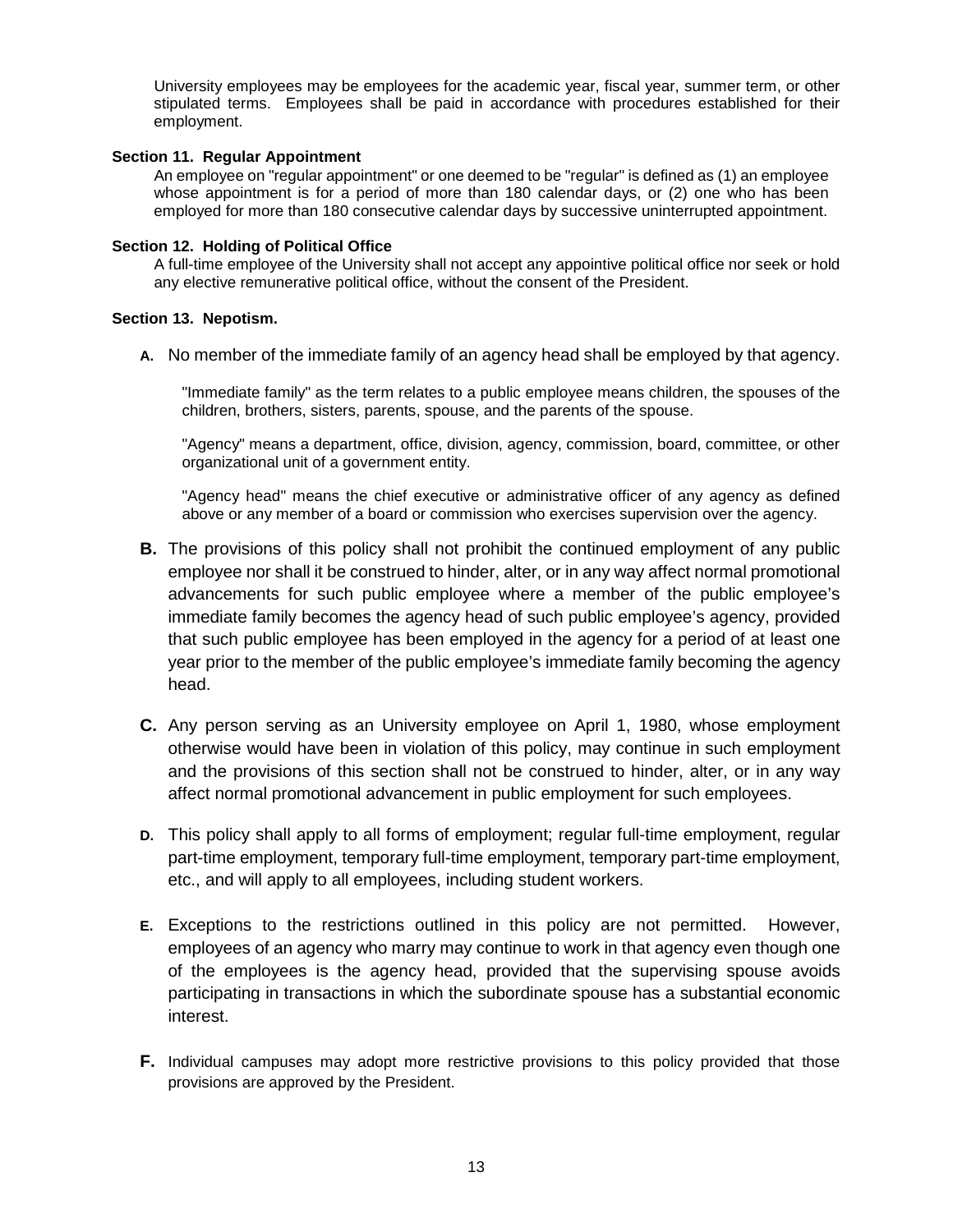University employees may be employees for the academic year, fiscal year, summer term, or other stipulated terms. Employees shall be paid in accordance with procedures established for their employment.

**Section 11. Regular Appointment**

An employee on "regular appointment" or one deemed to be "regular" is defined as (1) an employee whose appointment is for a period of more than 180 calendar days, or (2) one who has been employed for more than 180 consecutive calendar days by successive uninterrupted appointment.

**Section 12. Holding of Political Office**

A full-time employee of the University shall not accept any appointive political office nor seek or hold any elective remunerative political office, without the consent of the President.

**Section 13. Nepotism.**

**A.** No member of the immediate family of an agency head shall be employed by that agency.

"Immediate family" as the term relates to a public employee means children, the spouses of the children, brothers, sisters, parents, spouse, and the parents of the spouse.

"Agency" means a department, office, division, agency, commission, board, committee, or other organizational unit of a government entity.

"Agency head" means the chief executive or administrative officer of any agency as defined above or any member of a board or commission who exercises supervision over the agency.

**B.** The provisions of this policy shall not prohibit the continued employment of any public employee nor shall it be construed to hinder, alter, or in any way affect normal promotional advancements for such public employee where a member of the public employee's immediate family becomes the agency head of such public employee's agency, provided that such public employee has been employed in the agency for a period of at least one year prior to the member of the public employee's immediate family becoming the agency head.

**C.** Any person serving as an University employee on April 1, 1980, whose employment otherwise would have been in violation of this policy, may continue in such employment and the provisions of this section shall not be construed to hinder, alter, or in any way affect normal promotional advancement in public employment for such employees.

**D.** This policy shall apply to all forms of employment; regular full-time employment, regular part-time employment, temporary full-time employment, temporary part-time employment, etc., and will apply to all employees, including student workers.

**E.** Exceptions to the restrictions outlined in this policy are not permitted. However, employees of an agency who marry may continue to work in that agency even though one of the employees is the agency head, provided that the supervising spouse avoids participating in transactions in which the subordinate spouse has a substantial economic interest.

**F.** Individual campuses may adopt more restrictive provisions to this policy provided that those provisions are approved by the President.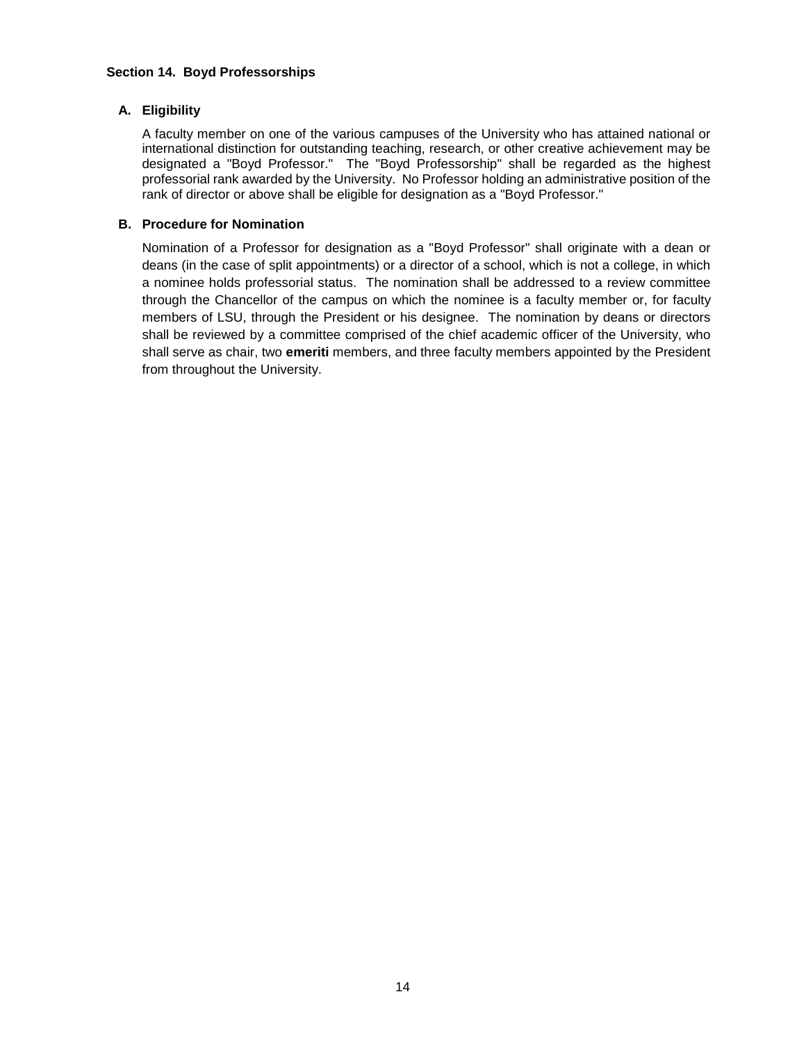## Section 14. Boyd Professorships

### A. Eligibility

A faculty member on one of the various campuses of the University who has attained national or international distinction for outstanding teaching, research, or other creative achievement may be designated a "Boyd Professor." The "Boyd Professorship" shall be regarded as the highest professorial rank awarded by the University. No Professor holding an administrative position of the rank of director or above shall be eligible for designation as a "Boyd Professor."

### B. Procedure for Nomination

Nomination of a Professor for designation as a "Boyd Professor" shall originate with a dean or deans (in the case of split appointments) or a director of a school, which is not a college, in which a nominee holds professorial status. The nomination shall be addressed to a review committee through the Chancellor of the campus on which the nominee is a faculty member or, for faculty members of LSU, through the President or his designee. The nomination by deans or directors shall be reviewed by a committee comprised of the chief academic officer of the University, who shall serve as chair, two **emeriti** members, and three faculty members appointed by the President from throughout the University.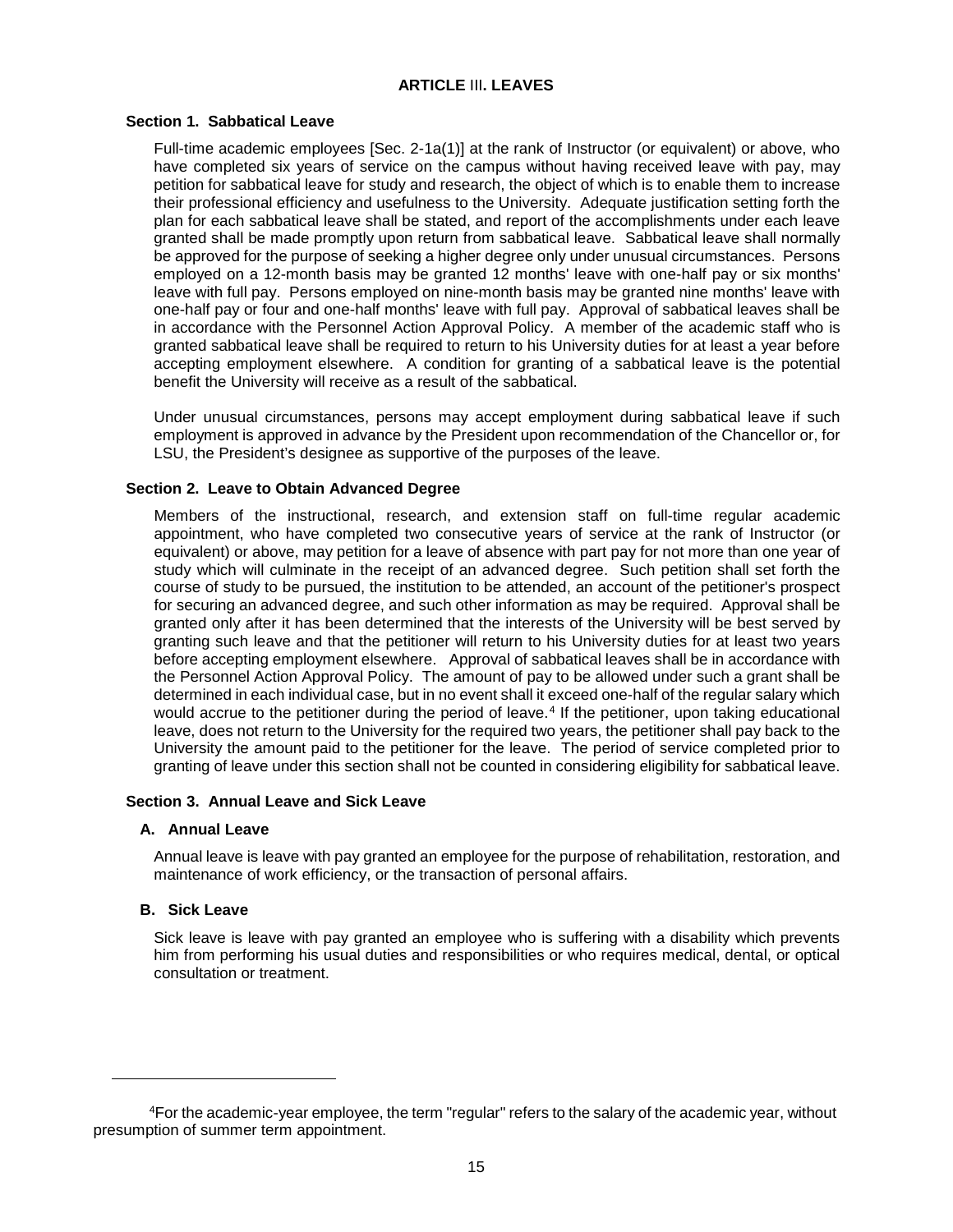## ARTICLE III. LEAVES

### Section 1. Sabbatical Leave

Full-time academic employees [Sec. 2-1a(1)] at the rank of Instructor (or equivalent) or above, who have completed six years of service on the campus without having received leave with pay, may petition for sabbatical leave for study and research, the object of which is to enable them to increase their professional efficiency and usefulness to the University. Adequate justification setting forth the plan for each sabbatical leave shall be stated, and report of the accomplishments under each leave granted shall be made promptly upon return from sabbatical leave. Sabbatical leave shall normally be approved for the purpose of seeking a higher degree only under unusual circumstances. Persons employed on a 12-month basis may be granted 12 months' leave with one-half pay or six months' leave with full pay. Persons employed on nine-month basis may be granted nine months' leave with one-half pay or four and one-half months' leave with full pay. Approval of sabbatical leaves shall be in accordance with the Personnel Action Approval Policy. A member of the academic staff who is granted sabbatical leave shall be required to return to his University duties for at least a year before accepting employment elsewhere. A condition for granting of a sabbatical leave is the potential benefit the University will receive as a result of the sabbatical.

Under unusual circumstances, persons may accept employment during sabbatical leave if such employment is approved in advance by the President upon recommendation of the Chancellor or, for LSU, the President's designee as supportive of the purposes of the leave.

### Section 2. Leave to Obtain Advanced Degree

Members of the instructional, research, and extension staff on full-time regular academic appointment, who have completed two consecutive years of service at the rank of Instructor (or equivalent) or above, may petition for a leave of absence with part pay for not more than one year of study which will culminate in the receipt of an advanced degree. Such petition shall set forth the course of study to be pursued, the institution to be attended, an account of the petitioner's prospect for securing an advanced degree, and such other information as may be required. Approval shall be granted only after it has been determined that the interests of the University will be best served by granting such leave and that the petitioner will return to his University duties for at least two years before accepting employment elsewhere. Approval of sabbatical leaves shall be in accordance with the Personnel Action Approval Policy. The amount of pay to be allowed under such a grant shall be determined in each individual case, but in no event shall it exceed one-half of the regular salary which would accrue to the petitioner during the period of leave.[4] If the petitioner, upon taking educational leave, does not return to the University for the required two years, the petitioner shall pay back to the University the amount paid to the petitioner for the leave. The period of service completed prior to granting of leave under this section shall not be counted in considering eligibility for sabbatical leave.

### Section 3. Annual Leave and Sick Leave

#### A. Annual Leave

Annual leave is leave with pay granted an employee for the purpose of rehabilitation, restoration, and maintenance of work efficiency, or the transaction of personal affairs.

#### B. Sick Leave

Sick leave is leave with pay granted an employee who is suffering with a disability which prevents him from performing his usual duties and responsibilities or who requires medical, dental, or optical consultation or treatment.

---

[4] For the academic-year employee, the term "regular" refers to the salary of the academic year, without presumption of summer term appointment.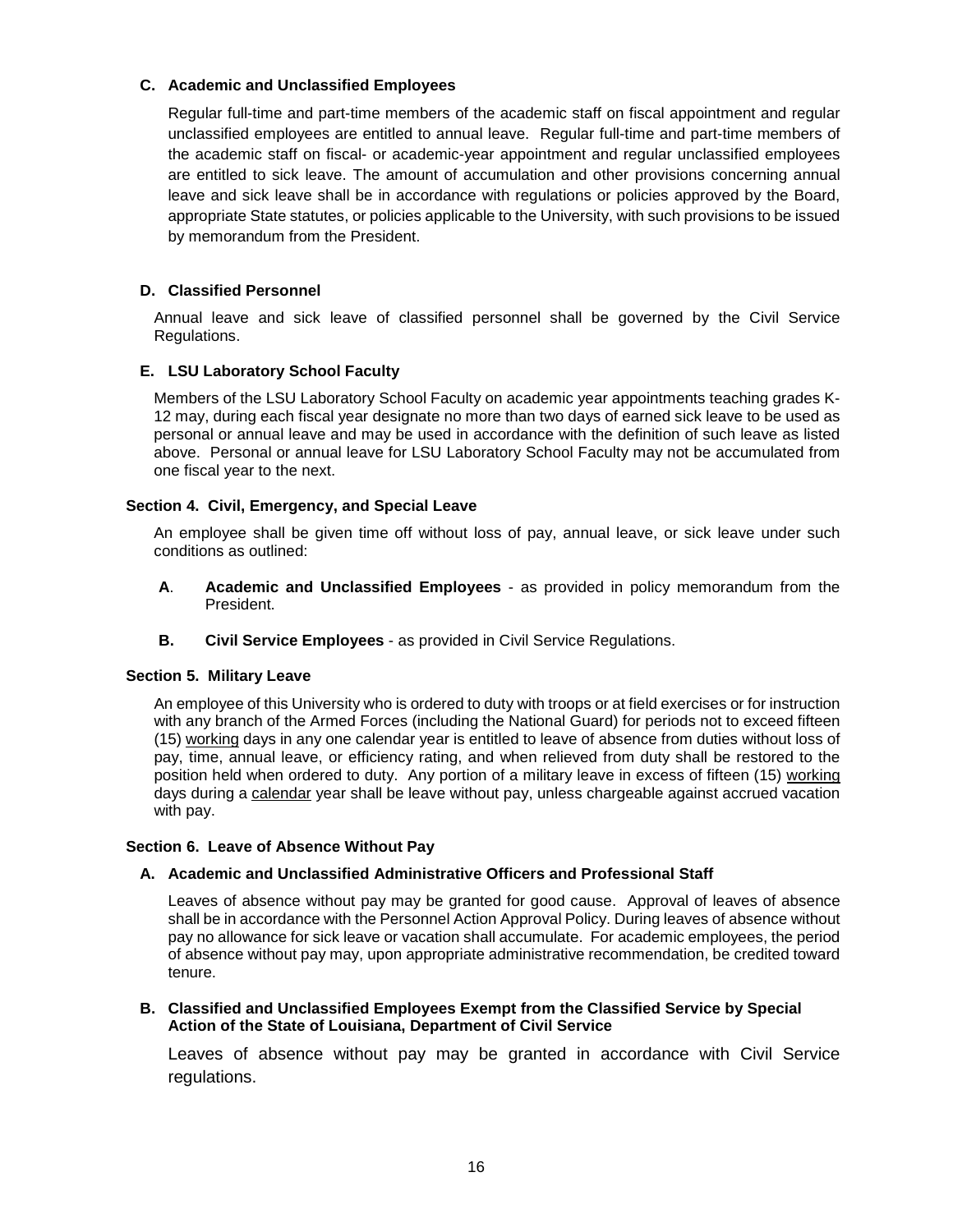**C. Academic and Unclassified Employees**

Regular full-time and part-time members of the academic staff on fiscal appointment and regular unclassified employees are entitled to annual leave. Regular full-time and part-time members of the academic staff on fiscal- or academic-year appointment and regular unclassified employees are entitled to sick leave. The amount of accumulation and other provisions concerning annual leave and sick leave shall be in accordance with regulations or policies approved by the Board, appropriate State statutes, or policies applicable to the University, with such provisions to be issued by memorandum from the President.

**D. Classified Personnel**

Annual leave and sick leave of classified personnel shall be governed by the Civil Service Regulations.

**E. LSU Laboratory School Faculty**

Members of the LSU Laboratory School Faculty on academic year appointments teaching grades K-12 may, during each fiscal year designate no more than two days of earned sick leave to be used as personal or annual leave and may be used in accordance with the definition of such leave as listed above. Personal or annual leave for LSU Laboratory School Faculty may not be accumulated from one fiscal year to the next.

**Section 4. Civil, Emergency, and Special Leave**

An employee shall be given time off without loss of pay, annual leave, or sick leave under such conditions as outlined:

**A**. **Academic and Unclassified Employees** - as provided in policy memorandum from the President.

**B. Civil Service Employees** - as provided in Civil Service Regulations.

**Section 5. Military Leave**

An employee of this University who is ordered to duty with troops or at field exercises or for instruction with any branch of the Armed Forces (including the National Guard) for periods not to exceed fifteen (15) working days in any one calendar year is entitled to leave of absence from duties without loss of pay, time, annual leave, or efficiency rating, and when relieved from duty shall be restored to the position held when ordered to duty. Any portion of a military leave in excess of fifteen (15) working days during a calendar year shall be leave without pay, unless chargeable against accrued vacation with pay.

**Section 6. Leave of Absence Without Pay**

**A. Academic and Unclassified Administrative Officers and Professional Staff**

Leaves of absence without pay may be granted for good cause. Approval of leaves of absence shall be in accordance with the Personnel Action Approval Policy. During leaves of absence without pay no allowance for sick leave or vacation shall accumulate. For academic employees, the period of absence without pay may, upon appropriate administrative recommendation, be credited toward tenure.

**B. Classified and Unclassified Employees Exempt from the Classified Service by Special Action of the State of Louisiana, Department of Civil Service**

Leaves of absence without pay may be granted in accordance with Civil Service regulations.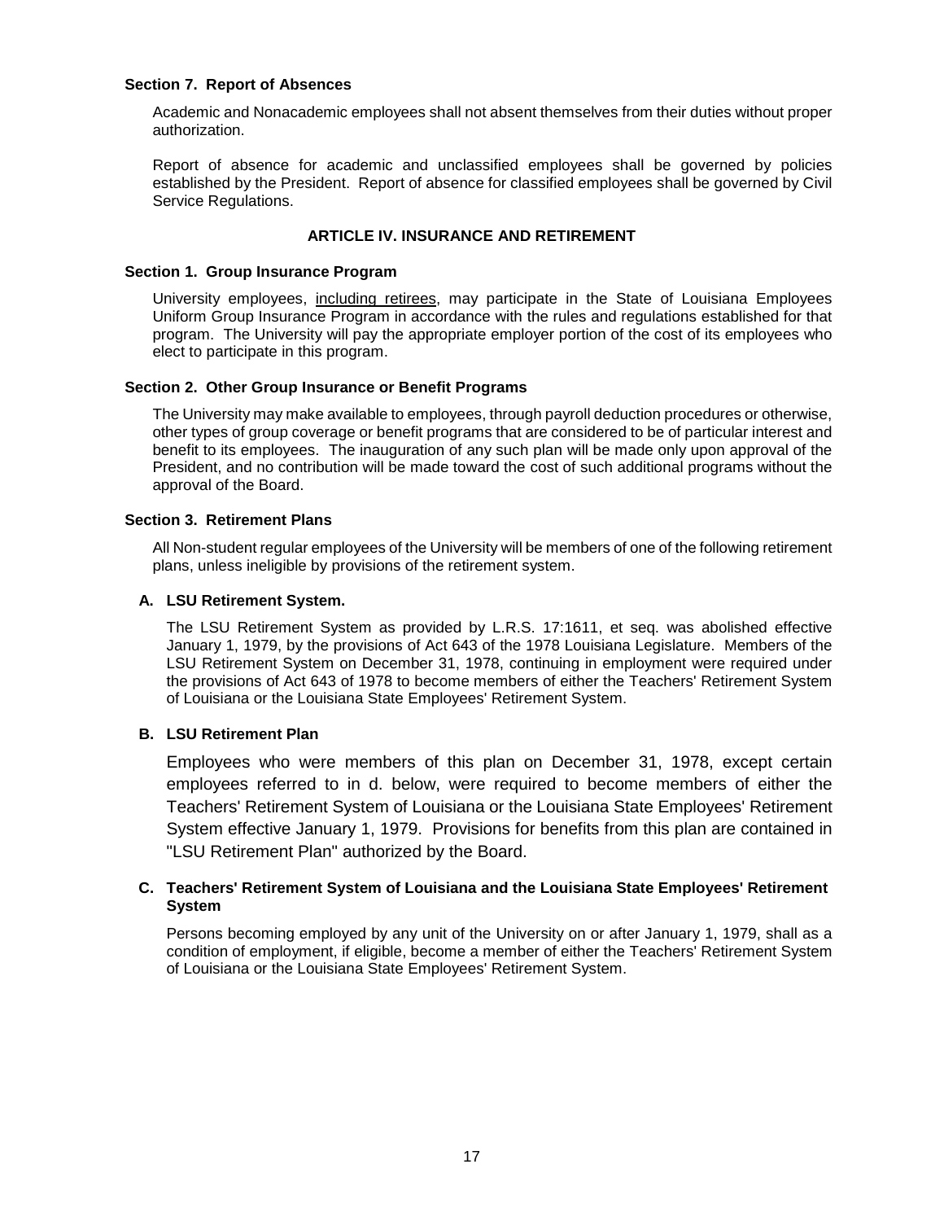**Section 7. Report of Absences**

Academic and Nonacademic employees shall not absent themselves from their duties without proper authorization.

Report of absence for academic and unclassified employees shall be governed by policies established by the President. Report of absence for classified employees shall be governed by Civil Service Regulations.

## ARTICLE IV. INSURANCE AND RETIREMENT

**Section 1. Group Insurance Program**

University employees, <u>including retirees</u>, may participate in the State of Louisiana Employees Uniform Group Insurance Program in accordance with the rules and regulations established for that program. The University will pay the appropriate employer portion of the cost of its employees who elect to participate in this program.

**Section 2. Other Group Insurance or Benefit Programs**

The University may make available to employees, through payroll deduction procedures or otherwise, other types of group coverage or benefit programs that are considered to be of particular interest and benefit to its employees. The inauguration of any such plan will be made only upon approval of the President, and no contribution will be made toward the cost of such additional programs without the approval of the Board.

**Section 3. Retirement Plans**

All Non-student regular employees of the University will be members of one of the following retirement plans, unless ineligible by provisions of the retirement system.

**A. LSU Retirement System.**

The LSU Retirement System as provided by L.R.S. 17:1611, et seq. was abolished effective January 1, 1979, by the provisions of Act 643 of the 1978 Louisiana Legislature. Members of the LSU Retirement System on December 31, 1978, continuing in employment were required under the provisions of Act 643 of 1978 to become members of either the Teachers' Retirement System of Louisiana or the Louisiana State Employees' Retirement System.

**B. LSU Retirement Plan**

Employees who were members of this plan on December 31, 1978, except certain employees referred to in d. below, were required to become members of either the Teachers' Retirement System of Louisiana or the Louisiana State Employees' Retirement System effective January 1, 1979. Provisions for benefits from this plan are contained in "LSU Retirement Plan" authorized by the Board.

**C. Teachers' Retirement System of Louisiana and the Louisiana State Employees' Retirement System**

Persons becoming employed by any unit of the University on or after January 1, 1979, shall as a condition of employment, if eligible, become a member of either the Teachers' Retirement System of Louisiana or the Louisiana State Employees' Retirement System.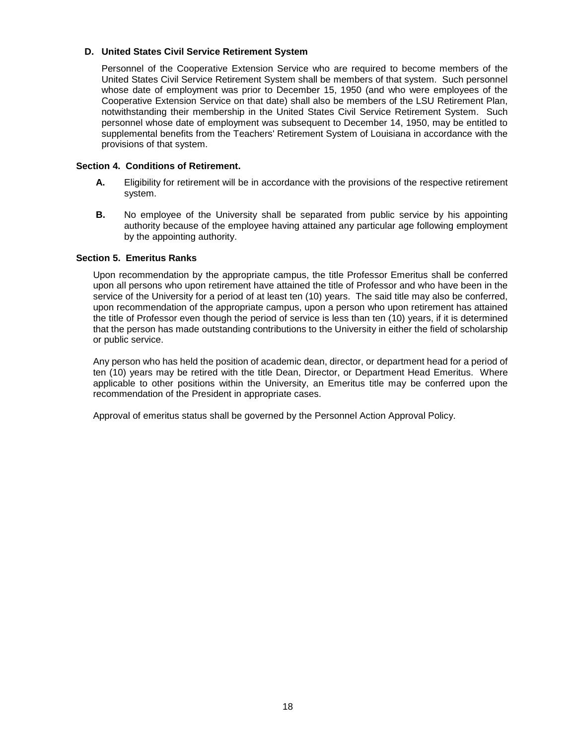**D. United States Civil Service Retirement System**

Personnel of the Cooperative Extension Service who are required to become members of the United States Civil Service Retirement System shall be members of that system. Such personnel whose date of employment was prior to December 15, 1950 (and who were employees of the Cooperative Extension Service on that date) shall also be members of the LSU Retirement Plan, notwithstanding their membership in the United States Civil Service Retirement System. Such personnel whose date of employment was subsequent to December 14, 1950, may be entitled to supplemental benefits from the Teachers' Retirement System of Louisiana in accordance with the provisions of that system.

**Section 4. Conditions of Retirement.**

**A.** Eligibility for retirement will be in accordance with the provisions of the respective retirement system.

**B.** No employee of the University shall be separated from public service by his appointing authority because of the employee having attained any particular age following employment by the appointing authority.

**Section 5. Emeritus Ranks**

Upon recommendation by the appropriate campus, the title Professor Emeritus shall be conferred upon all persons who upon retirement have attained the title of Professor and who have been in the service of the University for a period of at least ten (10) years. The said title may also be conferred, upon recommendation of the appropriate campus, upon a person who upon retirement has attained the title of Professor even though the period of service is less than ten (10) years, if it is determined that the person has made outstanding contributions to the University in either the field of scholarship or public service.

Any person who has held the position of academic dean, director, or department head for a period of ten (10) years may be retired with the title Dean, Director, or Department Head Emeritus. Where applicable to other positions within the University, an Emeritus title may be conferred upon the recommendation of the President in appropriate cases.

Approval of emeritus status shall be governed by the Personnel Action Approval Policy.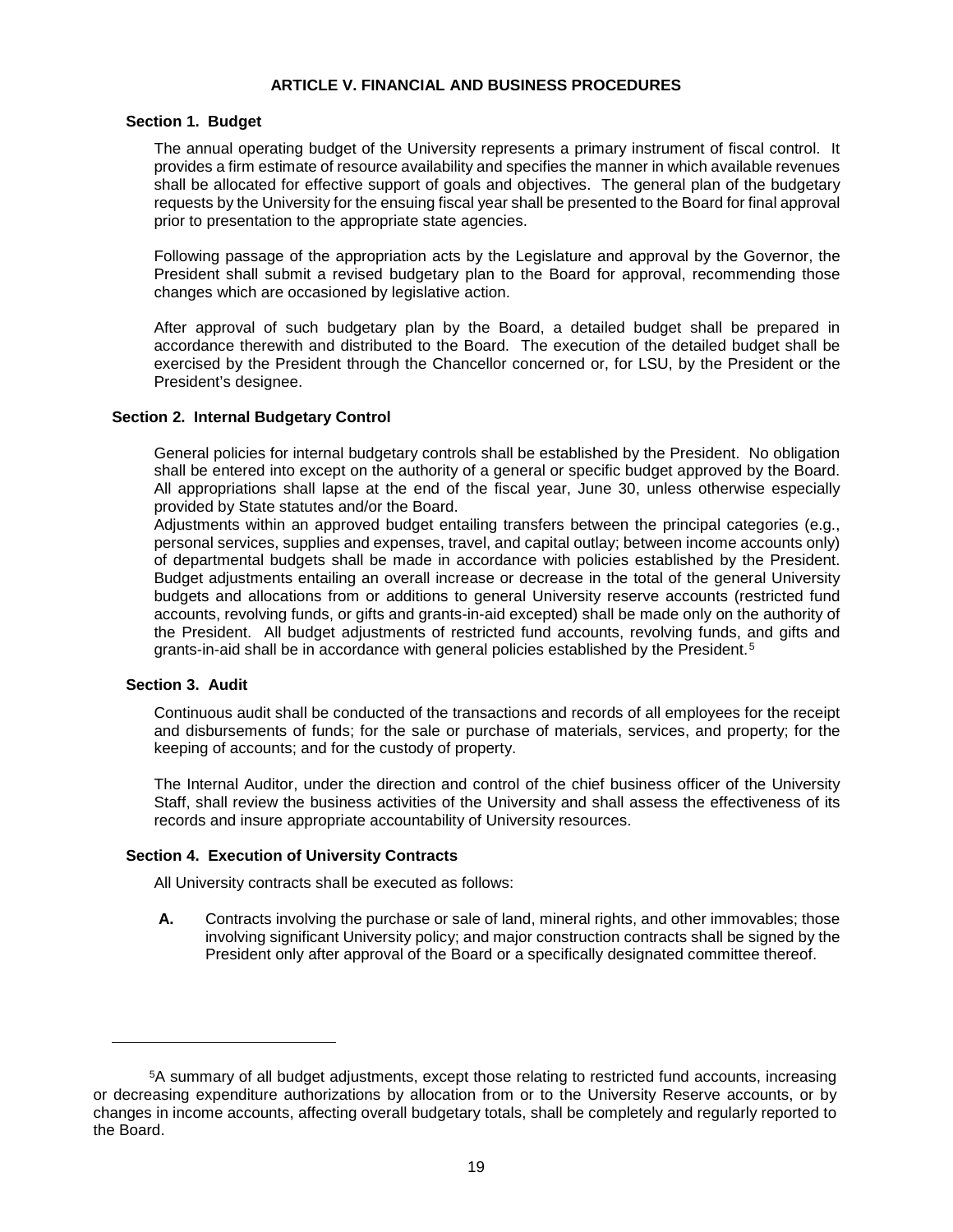## ARTICLE V. FINANCIAL AND BUSINESS PROCEDURES

### Section 1. Budget

The annual operating budget of the University represents a primary instrument of fiscal control. It provides a firm estimate of resource availability and specifies the manner in which available revenues shall be allocated for effective support of goals and objectives. The general plan of the budgetary requests by the University for the ensuing fiscal year shall be presented to the Board for final approval prior to presentation to the appropriate state agencies.

Following passage of the appropriation acts by the Legislature and approval by the Governor, the President shall submit a revised budgetary plan to the Board for approval, recommending those changes which are occasioned by legislative action.

After approval of such budgetary plan by the Board, a detailed budget shall be prepared in accordance therewith and distributed to the Board. The execution of the detailed budget shall be exercised by the President through the Chancellor concerned or, for LSU, by the President or the President's designee.

### Section 2. Internal Budgetary Control

General policies for internal budgetary controls shall be established by the President. No obligation shall be entered into except on the authority of a general or specific budget approved by the Board. All appropriations shall lapse at the end of the fiscal year, June 30, unless otherwise especially provided by State statutes and/or the Board.

Adjustments within an approved budget entailing transfers between the principal categories (e.g., personal services, supplies and expenses, travel, and capital outlay; between income accounts only) of departmental budgets shall be made in accordance with policies established by the President. Budget adjustments entailing an overall increase or decrease in the total of the general University budgets and allocations from or additions to general University reserve accounts (restricted fund accounts, revolving funds, or gifts and grants-in-aid excepted) shall be made only on the authority of the President. All budget adjustments of restricted fund accounts, revolving funds, and gifts and grants-in-aid shall be in accordance with general policies established by the President.[5]

### Section 3. Audit

Continuous audit shall be conducted of the transactions and records of all employees for the receipt and disbursements of funds; for the sale or purchase of materials, services, and property; for the keeping of accounts; and for the custody of property.

The Internal Auditor, under the direction and control of the chief business officer of the University Staff, shall review the business activities of the University and shall assess the effectiveness of its records and insure appropriate accountability of University resources.

### Section 4. Execution of University Contracts

All University contracts shall be executed as follows:

**A.** Contracts involving the purchase or sale of land, mineral rights, and other immovables; those involving significant University policy; and major construction contracts shall be signed by the President only after approval of the Board or a specifically designated committee thereof.

---

[5] A summary of all budget adjustments, except those relating to restricted fund accounts, increasing or decreasing expenditure authorizations by allocation from or to the University Reserve accounts, or by changes in income accounts, affecting overall budgetary totals, shall be completely and regularly reported to the Board.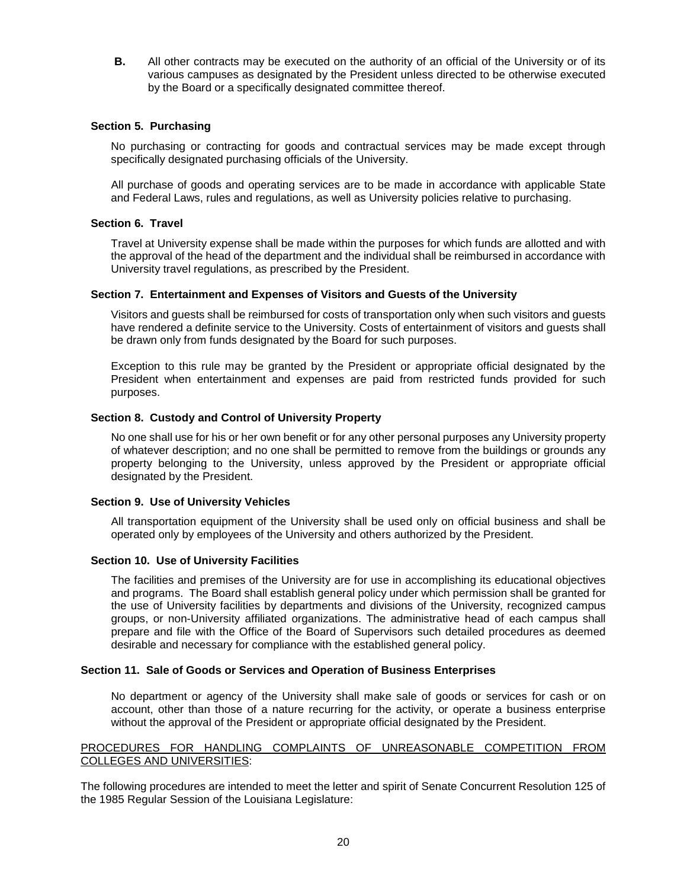**B.** All other contracts may be executed on the authority of an official of the University or of its various campuses as designated by the President unless directed to be otherwise executed by the Board or a specifically designated committee thereof.

**Section 5. Purchasing**

No purchasing or contracting for goods and contractual services may be made except through specifically designated purchasing officials of the University.

All purchase of goods and operating services are to be made in accordance with applicable State and Federal Laws, rules and regulations, as well as University policies relative to purchasing.

**Section 6. Travel**

Travel at University expense shall be made within the purposes for which funds are allotted and with the approval of the head of the department and the individual shall be reimbursed in accordance with University travel regulations, as prescribed by the President.

**Section 7. Entertainment and Expenses of Visitors and Guests of the University**

Visitors and guests shall be reimbursed for costs of transportation only when such visitors and guests have rendered a definite service to the University. Costs of entertainment of visitors and guests shall be drawn only from funds designated by the Board for such purposes.

Exception to this rule may be granted by the President or appropriate official designated by the President when entertainment and expenses are paid from restricted funds provided for such purposes.

**Section 8. Custody and Control of University Property**

No one shall use for his or her own benefit or for any other personal purposes any University property of whatever description; and no one shall be permitted to remove from the buildings or grounds any property belonging to the University, unless approved by the President or appropriate official designated by the President.

**Section 9. Use of University Vehicles**

All transportation equipment of the University shall be used only on official business and shall be operated only by employees of the University and others authorized by the President.

**Section 10. Use of University Facilities**

The facilities and premises of the University are for use in accomplishing its educational objectives and programs. The Board shall establish general policy under which permission shall be granted for the use of University facilities by departments and divisions of the University, recognized campus groups, or non-University affiliated organizations. The administrative head of each campus shall prepare and file with the Office of the Board of Supervisors such detailed procedures as deemed desirable and necessary for compliance with the established general policy.

**Section 11. Sale of Goods or Services and Operation of Business Enterprises**

No department or agency of the University shall make sale of goods or services for cash or on account, other than those of a nature recurring for the activity, or operate a business enterprise without the approval of the President or appropriate official designated by the President.

PROCEDURES FOR HANDLING COMPLAINTS OF UNREASONABLE COMPETITION FROM COLLEGES AND UNIVERSITIES:

The following procedures are intended to meet the letter and spirit of Senate Concurrent Resolution 125 of the 1985 Regular Session of the Louisiana Legislature: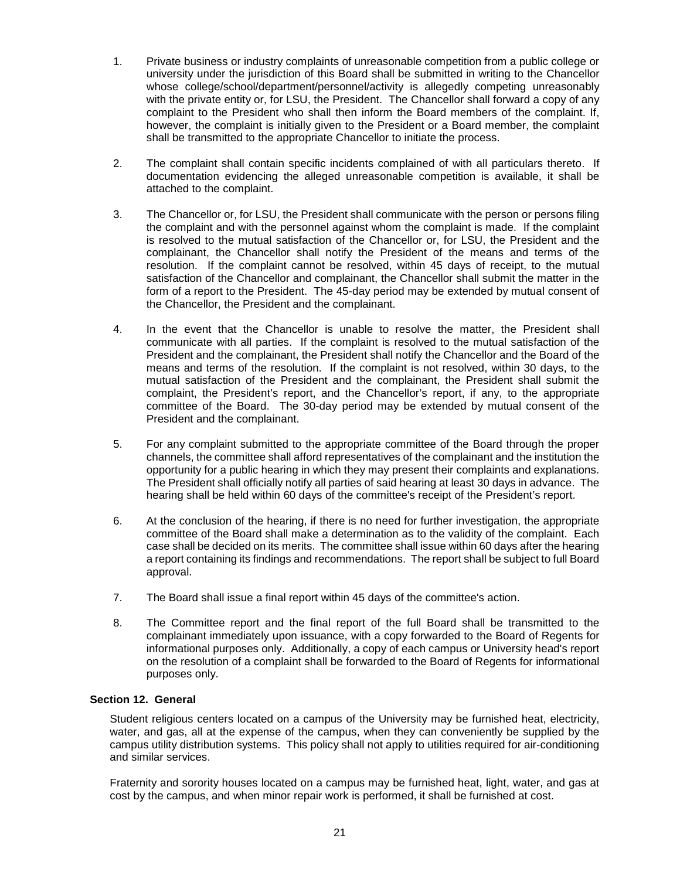1. Private business or industry complaints of unreasonable competition from a public college or university under the jurisdiction of this Board shall be submitted in writing to the Chancellor whose college/school/department/personnel/activity is allegedly competing unreasonably with the private entity or, for LSU, the President. The Chancellor shall forward a copy of any complaint to the President who shall then inform the Board members of the complaint. If, however, the complaint is initially given to the President or a Board member, the complaint shall be transmitted to the appropriate Chancellor to initiate the process.

2. The complaint shall contain specific incidents complained of with all particulars thereto. If documentation evidencing the alleged unreasonable competition is available, it shall be attached to the complaint.

3. The Chancellor or, for LSU, the President shall communicate with the person or persons filing the complaint and with the personnel against whom the complaint is made. If the complaint is resolved to the mutual satisfaction of the Chancellor or, for LSU, the President and the complainant, the Chancellor shall notify the President of the means and terms of the resolution. If the complaint cannot be resolved, within 45 days of receipt, to the mutual satisfaction of the Chancellor and complainant, the Chancellor shall submit the matter in the form of a report to the President. The 45-day period may be extended by mutual consent of the Chancellor, the President and the complainant.

4. In the event that the Chancellor is unable to resolve the matter, the President shall communicate with all parties. If the complaint is resolved to the mutual satisfaction of the President and the complainant, the President shall notify the Chancellor and the Board of the means and terms of the resolution. If the complaint is not resolved, within 30 days, to the mutual satisfaction of the President and the complainant, the President shall submit the complaint, the President's report, and the Chancellor's report, if any, to the appropriate committee of the Board. The 30-day period may be extended by mutual consent of the President and the complainant.

5. For any complaint submitted to the appropriate committee of the Board through the proper channels, the committee shall afford representatives of the complainant and the institution the opportunity for a public hearing in which they may present their complaints and explanations. The President shall officially notify all parties of said hearing at least 30 days in advance. The hearing shall be held within 60 days of the committee's receipt of the President's report.

6. At the conclusion of the hearing, if there is no need for further investigation, the appropriate committee of the Board shall make a determination as to the validity of the complaint. Each case shall be decided on its merits. The committee shall issue within 60 days after the hearing a report containing its findings and recommendations. The report shall be subject to full Board approval.

7. The Board shall issue a final report within 45 days of the committee's action.

8. The Committee report and the final report of the full Board shall be transmitted to the complainant immediately upon issuance, with a copy forwarded to the Board of Regents for informational purposes only. Additionally, a copy of each campus or University head's report on the resolution of a complaint shall be forwarded to the Board of Regents for informational purposes only.

### Section 12. General

Student religious centers located on a campus of the University may be furnished heat, electricity, water, and gas, all at the expense of the campus, when they can conveniently be supplied by the campus utility distribution systems. This policy shall not apply to utilities required for air-conditioning and similar services.

Fraternity and sorority houses located on a campus may be furnished heat, light, water, and gas at cost by the campus, and when minor repair work is performed, it shall be furnished at cost.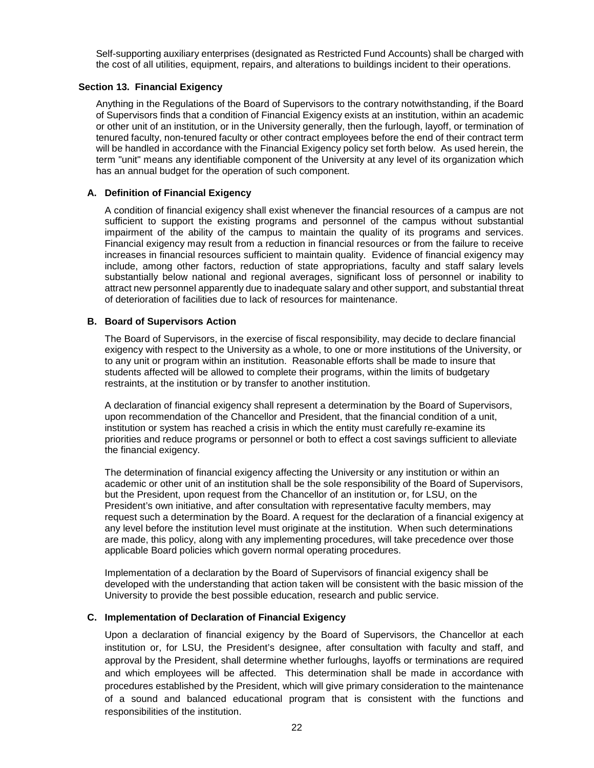Self-supporting auxiliary enterprises (designated as Restricted Fund Accounts) shall be charged with the cost of all utilities, equipment, repairs, and alterations to buildings incident to their operations.

## Section 13. Financial Exigency

Anything in the Regulations of the Board of Supervisors to the contrary notwithstanding, if the Board of Supervisors finds that a condition of Financial Exigency exists at an institution, within an academic or other unit of an institution, or in the University generally, then the furlough, layoff, or termination of tenured faculty, non-tenured faculty or other contract employees before the end of their contract term will be handled in accordance with the Financial Exigency policy set forth below. As used herein, the term "unit" means any identifiable component of the University at any level of its organization which has an annual budget for the operation of such component.

### A. Definition of Financial Exigency

A condition of financial exigency shall exist whenever the financial resources of a campus are not sufficient to support the existing programs and personnel of the campus without substantial impairment of the ability of the campus to maintain the quality of its programs and services. Financial exigency may result from a reduction in financial resources or from the failure to receive increases in financial resources sufficient to maintain quality. Evidence of financial exigency may include, among other factors, reduction of state appropriations, faculty and staff salary levels substantially below national and regional averages, significant loss of personnel or inability to attract new personnel apparently due to inadequate salary and other support, and substantial threat of deterioration of facilities due to lack of resources for maintenance.

### B. Board of Supervisors Action

The Board of Supervisors, in the exercise of fiscal responsibility, may decide to declare financial exigency with respect to the University as a whole, to one or more institutions of the University, or to any unit or program within an institution. Reasonable efforts shall be made to insure that students affected will be allowed to complete their programs, within the limits of budgetary restraints, at the institution or by transfer to another institution.

A declaration of financial exigency shall represent a determination by the Board of Supervisors, upon recommendation of the Chancellor and President, that the financial condition of a unit, institution or system has reached a crisis in which the entity must carefully re-examine its priorities and reduce programs or personnel or both to effect a cost savings sufficient to alleviate the financial exigency.

The determination of financial exigency affecting the University or any institution or within an academic or other unit of an institution shall be the sole responsibility of the Board of Supervisors, but the President, upon request from the Chancellor of an institution or, for LSU, on the President's own initiative, and after consultation with representative faculty members, may request such a determination by the Board. A request for the declaration of a financial exigency at any level before the institution level must originate at the institution. When such determinations are made, this policy, along with any implementing procedures, will take precedence over those applicable Board policies which govern normal operating procedures.

Implementation of a declaration by the Board of Supervisors of financial exigency shall be developed with the understanding that action taken will be consistent with the basic mission of the University to provide the best possible education, research and public service.

### C. Implementation of Declaration of Financial Exigency

Upon a declaration of financial exigency by the Board of Supervisors, the Chancellor at each institution or, for LSU, the President's designee, after consultation with faculty and staff, and approval by the President, shall determine whether furloughs, layoffs or terminations are required and which employees will be affected. This determination shall be made in accordance with procedures established by the President, which will give primary consideration to the maintenance of a sound and balanced educational program that is consistent with the functions and responsibilities of the institution.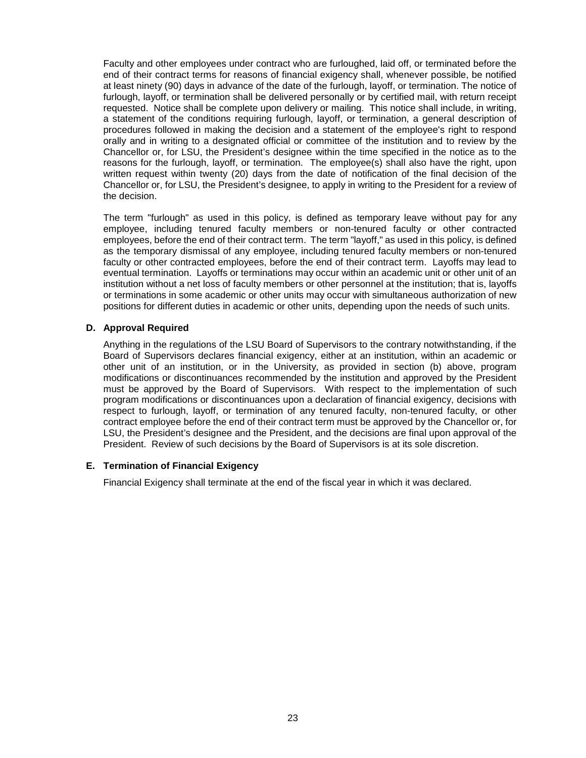Faculty and other employees under contract who are furloughed, laid off, or terminated before the end of their contract terms for reasons of financial exigency shall, whenever possible, be notified at least ninety (90) days in advance of the date of the furlough, layoff, or termination. The notice of furlough, layoff, or termination shall be delivered personally or by certified mail, with return receipt requested. Notice shall be complete upon delivery or mailing. This notice shall include, in writing, a statement of the conditions requiring furlough, layoff, or termination, a general description of procedures followed in making the decision and a statement of the employee's right to respond orally and in writing to a designated official or committee of the institution and to review by the Chancellor or, for LSU, the President's designee within the time specified in the notice as to the reasons for the furlough, layoff, or termination. The employee(s) shall also have the right, upon written request within twenty (20) days from the date of notification of the final decision of the Chancellor or, for LSU, the President's designee, to apply in writing to the President for a review of the decision.

The term "furlough" as used in this policy, is defined as temporary leave without pay for any employee, including tenured faculty members or non-tenured faculty or other contracted employees, before the end of their contract term. The term "layoff," as used in this policy, is defined as the temporary dismissal of any employee, including tenured faculty members or non-tenured faculty or other contracted employees, before the end of their contract term. Layoffs may lead to eventual termination. Layoffs or terminations may occur within an academic unit or other unit of an institution without a net loss of faculty members or other personnel at the institution; that is, layoffs or terminations in some academic or other units may occur with simultaneous authorization of new positions for different duties in academic or other units, depending upon the needs of such units.

### D. Approval Required

Anything in the regulations of the LSU Board of Supervisors to the contrary notwithstanding, if the Board of Supervisors declares financial exigency, either at an institution, within an academic or other unit of an institution, or in the University, as provided in section (b) above, program modifications or discontinuances recommended by the institution and approved by the President must be approved by the Board of Supervisors. With respect to the implementation of such program modifications or discontinuances upon a declaration of financial exigency, decisions with respect to furlough, layoff, or termination of any tenured faculty, non-tenured faculty, or other contract employee before the end of their contract term must be approved by the Chancellor or, for LSU, the President's designee and the President, and the decisions are final upon approval of the President. Review of such decisions by the Board of Supervisors is at its sole discretion.

### E. Termination of Financial Exigency

Financial Exigency shall terminate at the end of the fiscal year in which it was declared.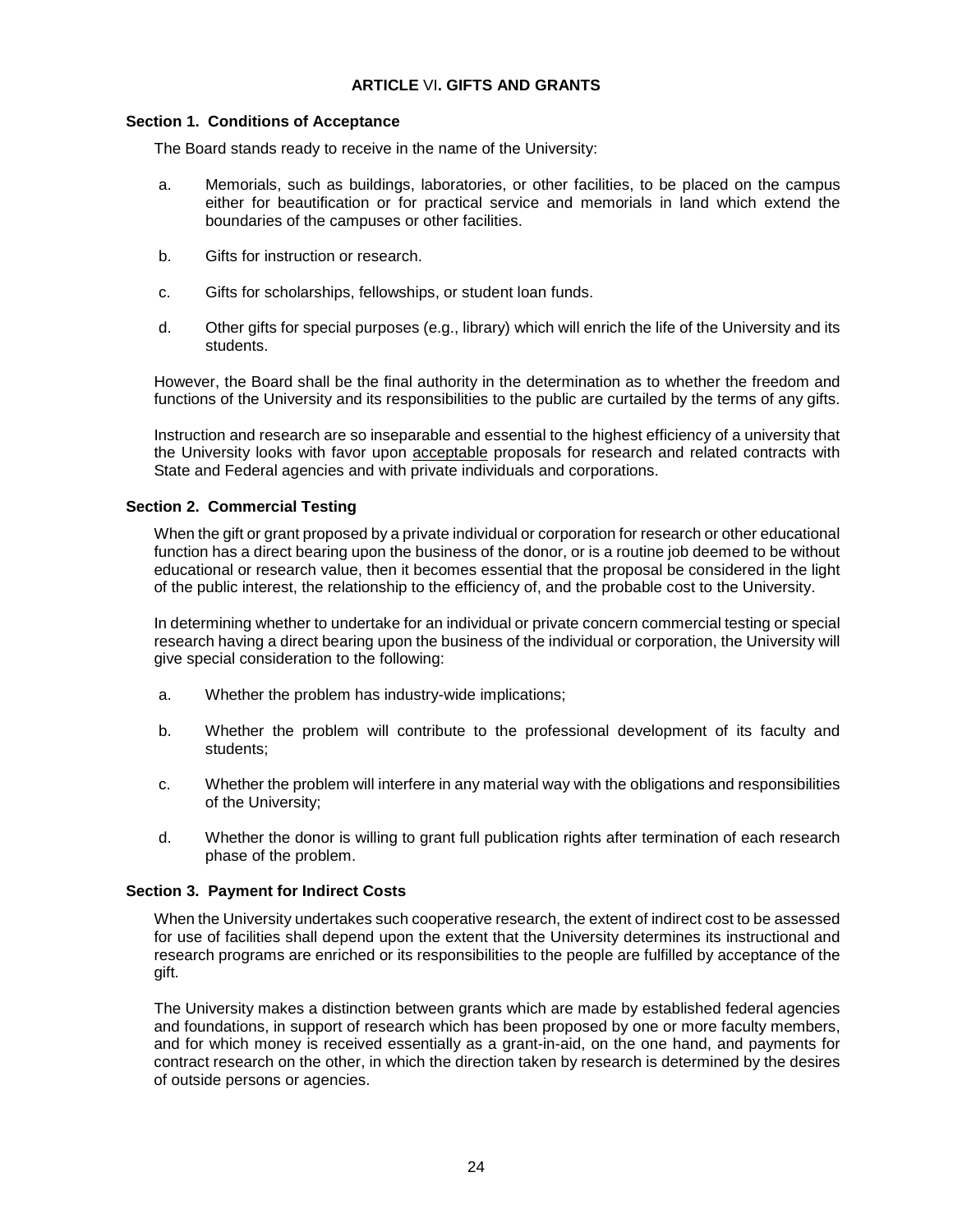## ARTICLE VI. GIFTS AND GRANTS

### Section 1. Conditions of Acceptance

The Board stands ready to receive in the name of the University:

a. Memorials, such as buildings, laboratories, or other facilities, to be placed on the campus either for beautification or for practical service and memorials in land which extend the boundaries of the campuses or other facilities.

b. Gifts for instruction or research.

c. Gifts for scholarships, fellowships, or student loan funds.

d. Other gifts for special purposes (e.g., library) which will enrich the life of the University and its students.

However, the Board shall be the final authority in the determination as to whether the freedom and functions of the University and its responsibilities to the public are curtailed by the terms of any gifts.

Instruction and research are so inseparable and essential to the highest efficiency of a university that the University looks with favor upon <u>acceptable</u> proposals for research and related contracts with State and Federal agencies and with private individuals and corporations.

### Section 2. Commercial Testing

When the gift or grant proposed by a private individual or corporation for research or other educational function has a direct bearing upon the business of the donor, or is a routine job deemed to be without educational or research value, then it becomes essential that the proposal be considered in the light of the public interest, the relationship to the efficiency of, and the probable cost to the University.

In determining whether to undertake for an individual or private concern commercial testing or special research having a direct bearing upon the business of the individual or corporation, the University will give special consideration to the following:

a. Whether the problem has industry-wide implications;

b. Whether the problem will contribute to the professional development of its faculty and students;

c. Whether the problem will interfere in any material way with the obligations and responsibilities of the University;

d. Whether the donor is willing to grant full publication rights after termination of each research phase of the problem.

### Section 3. Payment for Indirect Costs

When the University undertakes such cooperative research, the extent of indirect cost to be assessed for use of facilities shall depend upon the extent that the University determines its instructional and research programs are enriched or its responsibilities to the people are fulfilled by acceptance of the gift.

The University makes a distinction between grants which are made by established federal agencies and foundations, in support of research which has been proposed by one or more faculty members, and for which money is received essentially as a grant-in-aid, on the one hand, and payments for contract research on the other, in which the direction taken by research is determined by the desires of outside persons or agencies.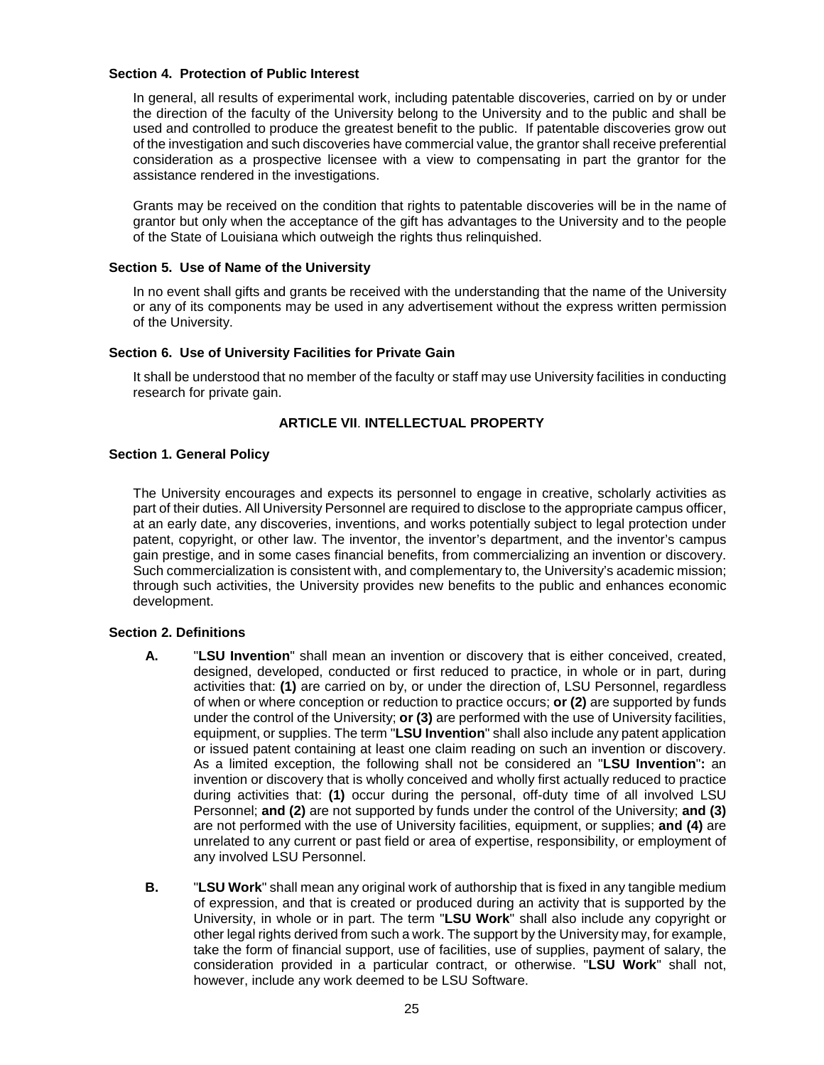**Section 4. Protection of Public Interest**

In general, all results of experimental work, including patentable discoveries, carried on by or under the direction of the faculty of the University belong to the University and to the public and shall be used and controlled to produce the greatest benefit to the public. If patentable discoveries grow out of the investigation and such discoveries have commercial value, the grantor shall receive preferential consideration as a prospective licensee with a view to compensating in part the grantor for the assistance rendered in the investigations.

Grants may be received on the condition that rights to patentable discoveries will be in the name of grantor but only when the acceptance of the gift has advantages to the University and to the people of the State of Louisiana which outweigh the rights thus relinquished.

**Section 5. Use of Name of the University**

In no event shall gifts and grants be received with the understanding that the name of the University or any of its components may be used in any advertisement without the express written permission of the University.

**Section 6. Use of University Facilities for Private Gain**

It shall be understood that no member of the faculty or staff may use University facilities in conducting research for private gain.

## ARTICLE VII. INTELLECTUAL PROPERTY

**Section 1. General Policy**

The University encourages and expects its personnel to engage in creative, scholarly activities as part of their duties. All University Personnel are required to disclose to the appropriate campus officer, at an early date, any discoveries, inventions, and works potentially subject to legal protection under patent, copyright, or other law. The inventor, the inventor's department, and the inventor's campus gain prestige, and in some cases financial benefits, from commercializing an invention or discovery. Such commercialization is consistent with, and complementary to, the University's academic mission; through such activities, the University provides new benefits to the public and enhances economic development.

**Section 2. Definitions**

**A.** "**LSU Invention**" shall mean an invention or discovery that is either conceived, created, designed, developed, conducted or first reduced to practice, in whole or in part, during activities that: **(1)** are carried on by, or under the direction of, LSU Personnel, regardless of when or where conception or reduction to practice occurs; **or (2)** are supported by funds under the control of the University; **or (3)** are performed with the use of University facilities, equipment, or supplies. The term "**LSU Invention**" shall also include any patent application or issued patent containing at least one claim reading on such an invention or discovery. As a limited exception, the following shall not be considered an "**LSU Invention**"**:** an invention or discovery that is wholly conceived and wholly first actually reduced to practice during activities that: **(1)** occur during the personal, off-duty time of all involved LSU Personnel; **and (2)** are not supported by funds under the control of the University; **and (3)** are not performed with the use of University facilities, equipment, or supplies; **and (4)** are unrelated to any current or past field or area of expertise, responsibility, or employment of any involved LSU Personnel.

**B.** "**LSU Work**" shall mean any original work of authorship that is fixed in any tangible medium of expression, and that is created or produced during an activity that is supported by the University, in whole or in part. The term "**LSU Work**" shall also include any copyright or other legal rights derived from such a work. The support by the University may, for example, take the form of financial support, use of facilities, use of supplies, payment of salary, the consideration provided in a particular contract, or otherwise. "**LSU Work**" shall not, however, include any work deemed to be LSU Software.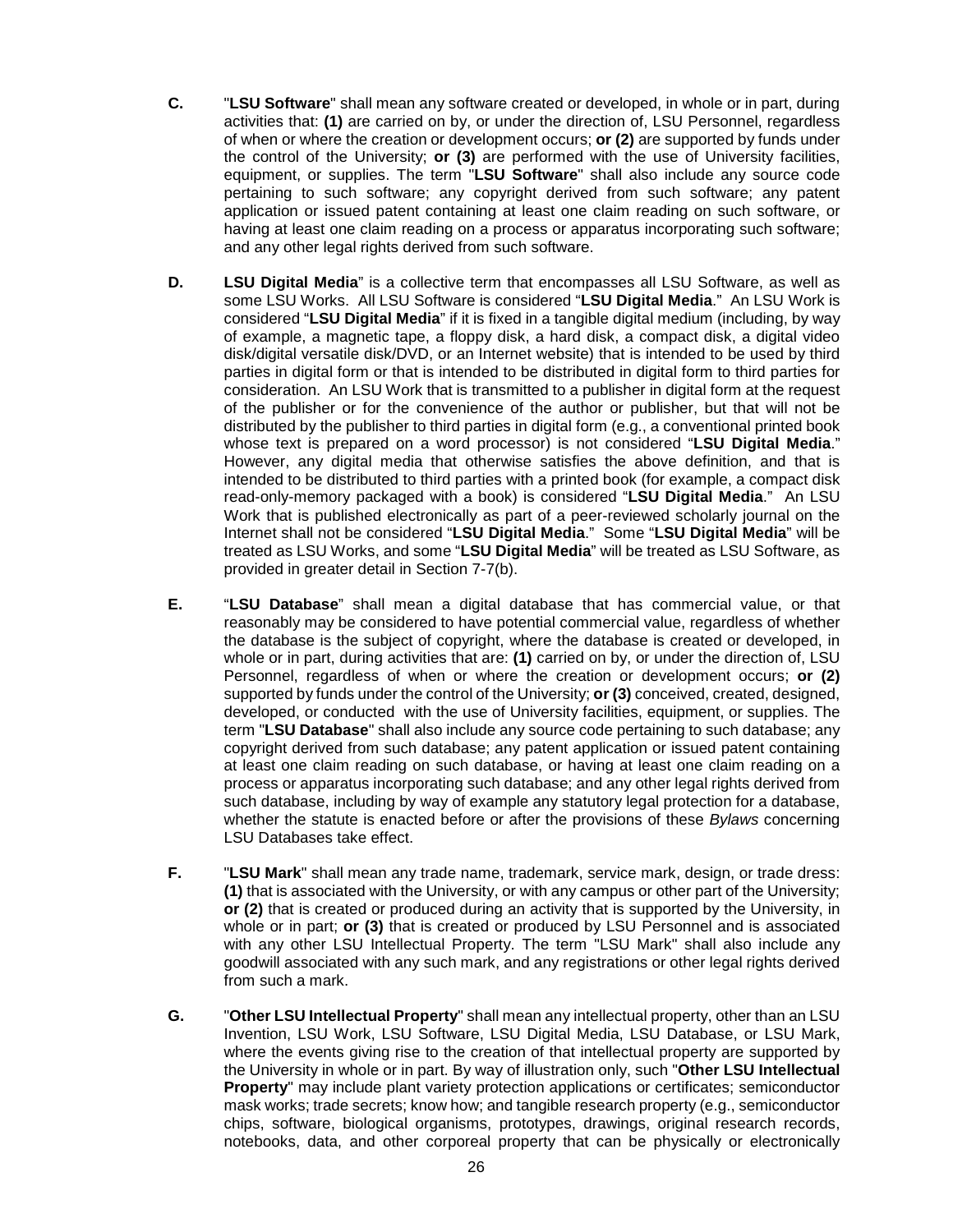**C.** "**LSU Software**" shall mean any software created or developed, in whole or in part, during activities that: **(1)** are carried on by, or under the direction of, LSU Personnel, regardless of when or where the creation or development occurs; **or (2)** are supported by funds under the control of the University; **or (3)** are performed with the use of University facilities, equipment, or supplies. The term "**LSU Software**" shall also include any source code pertaining to such software; any copyright derived from such software; any patent application or issued patent containing at least one claim reading on such software, or having at least one claim reading on a process or apparatus incorporating such software; and any other legal rights derived from such software.

**D.** **LSU Digital Media**" is a collective term that encompasses all LSU Software, as well as some LSU Works. All LSU Software is considered "**LSU Digital Media**." An LSU Work is considered "**LSU Digital Media**" if it is fixed in a tangible digital medium (including, by way of example, a magnetic tape, a floppy disk, a hard disk, a compact disk, a digital video disk/digital versatile disk/DVD, or an Internet website) that is intended to be used by third parties in digital form or that is intended to be distributed in digital form to third parties for consideration. An LSU Work that is transmitted to a publisher in digital form at the request of the publisher or for the convenience of the author or publisher, but that will not be distributed by the publisher to third parties in digital form (e.g., a conventional printed book whose text is prepared on a word processor) is not considered "**LSU Digital Media**." However, any digital media that otherwise satisfies the above definition, and that is intended to be distributed to third parties with a printed book (for example, a compact disk read-only-memory packaged with a book) is considered "**LSU Digital Media**." An LSU Work that is published electronically as part of a peer-reviewed scholarly journal on the Internet shall not be considered "**LSU Digital Media**." Some "**LSU Digital Media**" will be treated as LSU Works, and some "**LSU Digital Media**" will be treated as LSU Software, as provided in greater detail in Section 7-7(b).

**E.** "**LSU Database**" shall mean a digital database that has commercial value, or that reasonably may be considered to have potential commercial value, regardless of whether the database is the subject of copyright, where the database is created or developed, in whole or in part, during activities that are: **(1)** carried on by, or under the direction of, LSU Personnel, regardless of when or where the creation or development occurs; **or (2)** supported by funds under the control of the University; **or (3)** conceived, created, designed, developed, or conducted with the use of University facilities, equipment, or supplies. The term "**LSU Database**" shall also include any source code pertaining to such database; any copyright derived from such database; any patent application or issued patent containing at least one claim reading on such database, or having at least one claim reading on a process or apparatus incorporating such database; and any other legal rights derived from such database, including by way of example any statutory legal protection for a database, whether the statute is enacted before or after the provisions of these *Bylaws* concerning LSU Databases take effect.

**F.** "**LSU Mark**" shall mean any trade name, trademark, service mark, design, or trade dress: **(1)** that is associated with the University, or with any campus or other part of the University; **or (2)** that is created or produced during an activity that is supported by the University, in whole or in part; **or (3)** that is created or produced by LSU Personnel and is associated with any other LSU Intellectual Property. The term "LSU Mark" shall also include any goodwill associated with any such mark, and any registrations or other legal rights derived from such a mark.

**G.** "**Other LSU Intellectual Property**" shall mean any intellectual property, other than an LSU Invention, LSU Work, LSU Software, LSU Digital Media, LSU Database, or LSU Mark, where the events giving rise to the creation of that intellectual property are supported by the University in whole or in part. By way of illustration only, such "**Other LSU Intellectual Property**" may include plant variety protection applications or certificates; semiconductor mask works; trade secrets; know how; and tangible research property (e.g., semiconductor chips, software, biological organisms, prototypes, drawings, original research records, notebooks, data, and other corporeal property that can be physically or electronically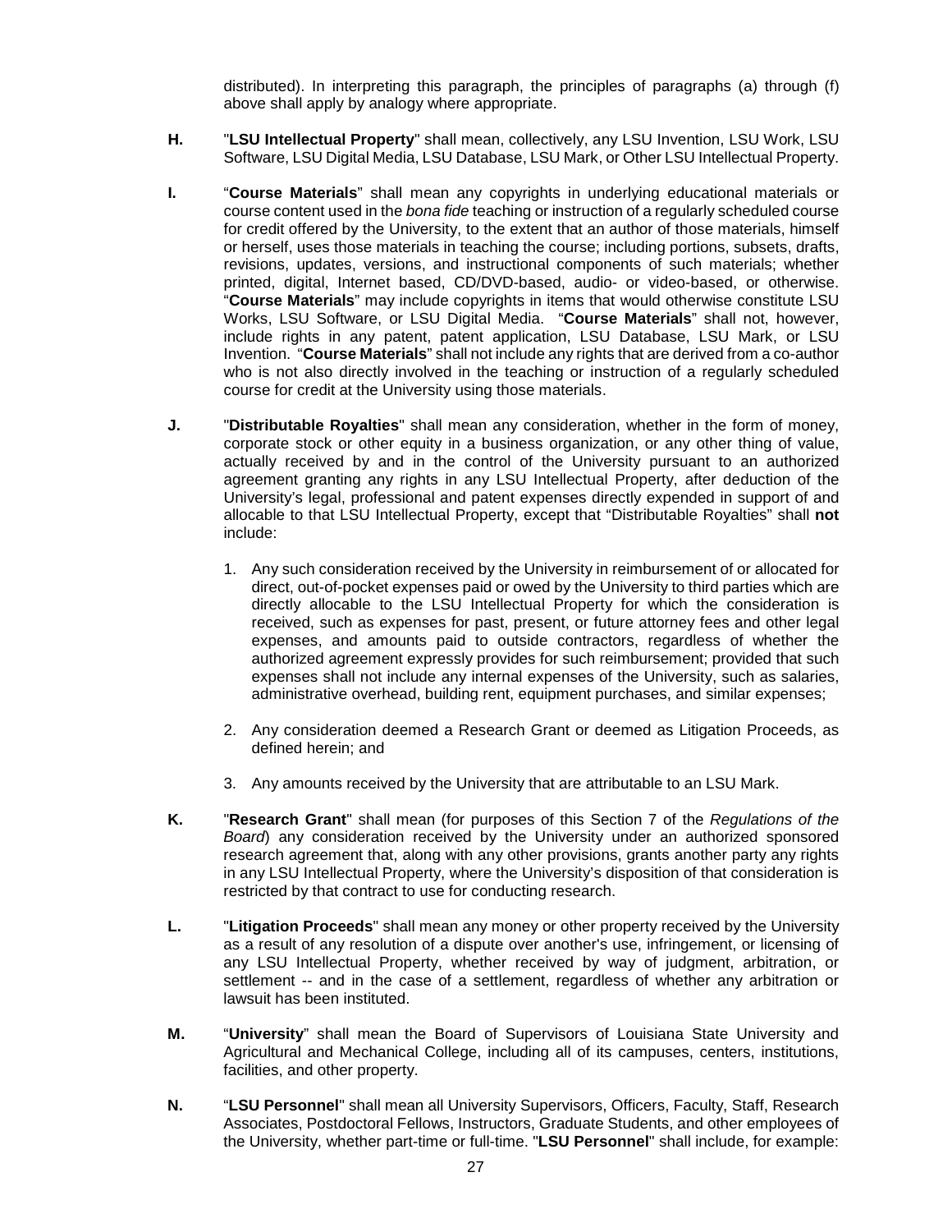distributed). In interpreting this paragraph, the principles of paragraphs (a) through (f) above shall apply by analogy where appropriate.

**H.** "**LSU Intellectual Property**" shall mean, collectively, any LSU Invention, LSU Work, LSU Software, LSU Digital Media, LSU Database, LSU Mark, or Other LSU Intellectual Property.

**I.** "**Course Materials**" shall mean any copyrights in underlying educational materials or course content used in the *bona fide* teaching or instruction of a regularly scheduled course for credit offered by the University, to the extent that an author of those materials, himself or herself, uses those materials in teaching the course; including portions, subsets, drafts, revisions, updates, versions, and instructional components of such materials; whether printed, digital, Internet based, CD/DVD-based, audio- or video-based, or otherwise. "**Course Materials**" may include copyrights in items that would otherwise constitute LSU Works, LSU Software, or LSU Digital Media. "**Course Materials**" shall not, however, include rights in any patent, patent application, LSU Database, LSU Mark, or LSU Invention. "**Course Materials**" shall not include any rights that are derived from a co-author who is not also directly involved in the teaching or instruction of a regularly scheduled course for credit at the University using those materials.

**J.** "**Distributable Royalties**" shall mean any consideration, whether in the form of money, corporate stock or other equity in a business organization, or any other thing of value, actually received by and in the control of the University pursuant to an authorized agreement granting any rights in any LSU Intellectual Property, after deduction of the University's legal, professional and patent expenses directly expended in support of and allocable to that LSU Intellectual Property, except that "Distributable Royalties" shall **not** include:

1. Any such consideration received by the University in reimbursement of or allocated for direct, out-of-pocket expenses paid or owed by the University to third parties which are directly allocable to the LSU Intellectual Property for which the consideration is received, such as expenses for past, present, or future attorney fees and other legal expenses, and amounts paid to outside contractors, regardless of whether the authorized agreement expressly provides for such reimbursement; provided that such expenses shall not include any internal expenses of the University, such as salaries, administrative overhead, building rent, equipment purchases, and similar expenses;

2. Any consideration deemed a Research Grant or deemed as Litigation Proceeds, as defined herein; and

3. Any amounts received by the University that are attributable to an LSU Mark.

**K.** "**Research Grant**" shall mean (for purposes of this Section 7 of the *Regulations of the Board*) any consideration received by the University under an authorized sponsored research agreement that, along with any other provisions, grants another party any rights in any LSU Intellectual Property, where the University's disposition of that consideration is restricted by that contract to use for conducting research.

**L.** "**Litigation Proceeds**" shall mean any money or other property received by the University as a result of any resolution of a dispute over another's use, infringement, or licensing of any LSU Intellectual Property, whether received by way of judgment, arbitration, or settlement -- and in the case of a settlement, regardless of whether any arbitration or lawsuit has been instituted.

**M.** "**University**" shall mean the Board of Supervisors of Louisiana State University and Agricultural and Mechanical College, including all of its campuses, centers, institutions, facilities, and other property.

**N.** "**LSU Personnel**" shall mean all University Supervisors, Officers, Faculty, Staff, Research Associates, Postdoctoral Fellows, Instructors, Graduate Students, and other employees of the University, whether part-time or full-time. "**LSU Personnel**" shall include, for example: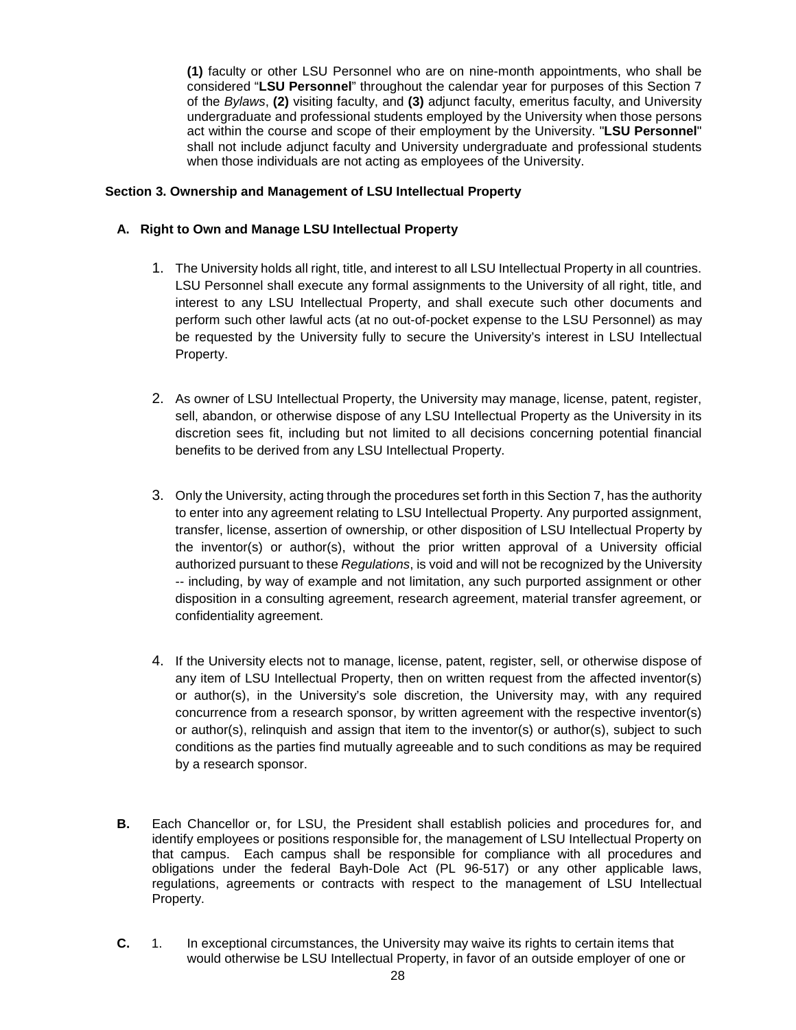**(1)** faculty or other LSU Personnel who are on nine-month appointments, who shall be considered "**LSU Personnel**" throughout the calendar year for purposes of this Section 7 of the *Bylaws*, **(2)** visiting faculty, and **(3)** adjunct faculty, emeritus faculty, and University undergraduate and professional students employed by the University when those persons act within the course and scope of their employment by the University. "**LSU Personnel**" shall not include adjunct faculty and University undergraduate and professional students when those individuals are not acting as employees of the University.

### Section 3. Ownership and Management of LSU Intellectual Property

#### A. Right to Own and Manage LSU Intellectual Property

1. The University holds all right, title, and interest to all LSU Intellectual Property in all countries. LSU Personnel shall execute any formal assignments to the University of all right, title, and interest to any LSU Intellectual Property, and shall execute such other documents and perform such other lawful acts (at no out-of-pocket expense to the LSU Personnel) as may be requested by the University fully to secure the University's interest in LSU Intellectual Property.

2. As owner of LSU Intellectual Property, the University may manage, license, patent, register, sell, abandon, or otherwise dispose of any LSU Intellectual Property as the University in its discretion sees fit, including but not limited to all decisions concerning potential financial benefits to be derived from any LSU Intellectual Property.

3. Only the University, acting through the procedures set forth in this Section 7, has the authority to enter into any agreement relating to LSU Intellectual Property. Any purported assignment, transfer, license, assertion of ownership, or other disposition of LSU Intellectual Property by the inventor(s) or author(s), without the prior written approval of a University official authorized pursuant to these *Regulations*, is void and will not be recognized by the University -- including, by way of example and not limitation, any such purported assignment or other disposition in a consulting agreement, research agreement, material transfer agreement, or confidentiality agreement.

4. If the University elects not to manage, license, patent, register, sell, or otherwise dispose of any item of LSU Intellectual Property, then on written request from the affected inventor(s) or author(s), in the University's sole discretion, the University may, with any required concurrence from a research sponsor, by written agreement with the respective inventor(s) or author(s), relinquish and assign that item to the inventor(s) or author(s), subject to such conditions as the parties find mutually agreeable and to such conditions as may be required by a research sponsor.

**B.** Each Chancellor or, for LSU, the President shall establish policies and procedures for, and identify employees or positions responsible for, the management of LSU Intellectual Property on that campus. Each campus shall be responsible for compliance with all procedures and obligations under the federal Bayh-Dole Act (PL 96-517) or any other applicable laws, regulations, agreements or contracts with respect to the management of LSU Intellectual Property.

**C.** 1. In exceptional circumstances, the University may waive its rights to certain items that would otherwise be LSU Intellectual Property, in favor of an outside employer of one or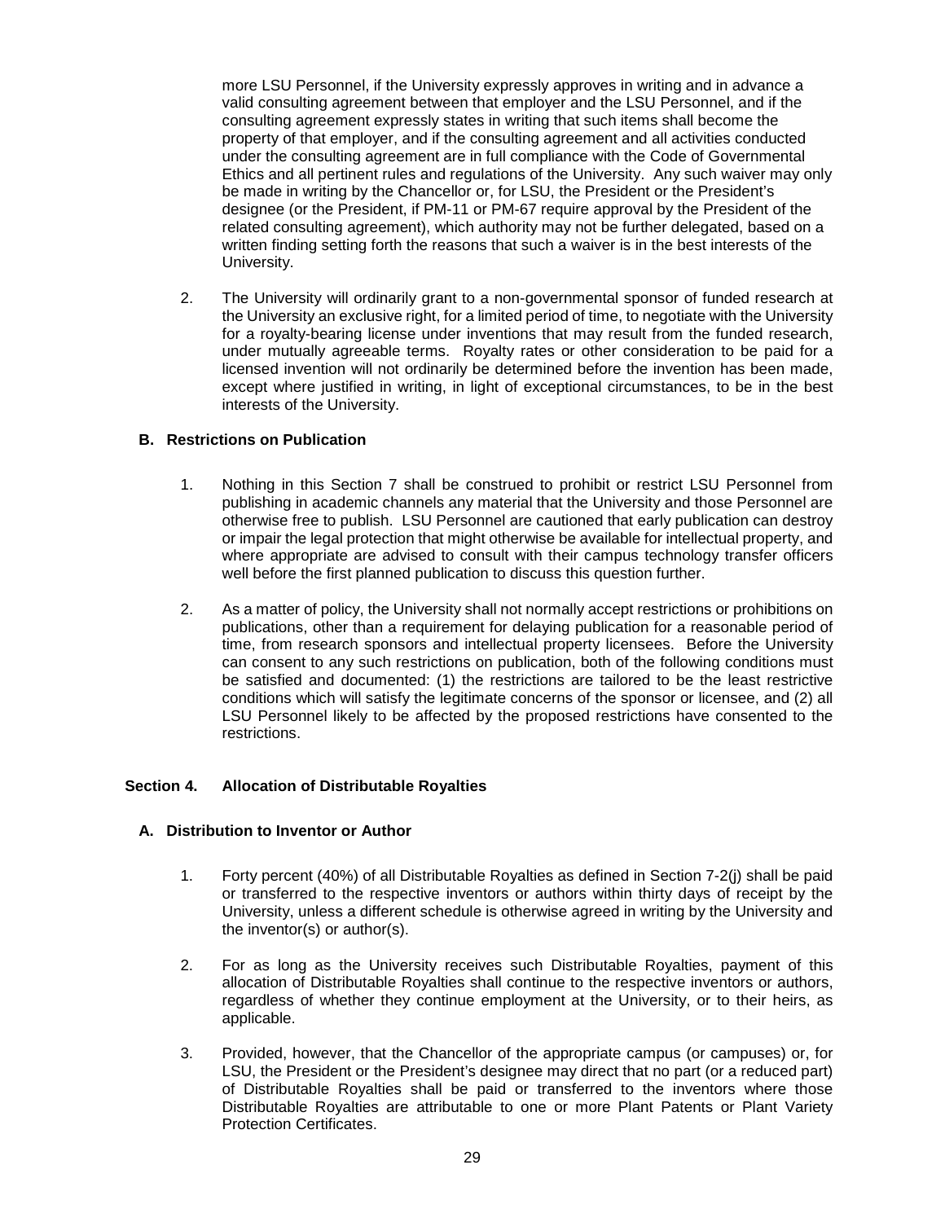more LSU Personnel, if the University expressly approves in writing and in advance a valid consulting agreement between that employer and the LSU Personnel, and if the consulting agreement expressly states in writing that such items shall become the property of that employer, and if the consulting agreement and all activities conducted under the consulting agreement are in full compliance with the Code of Governmental Ethics and all pertinent rules and regulations of the University. Any such waiver may only be made in writing by the Chancellor or, for LSU, the President or the President's designee (or the President, if PM-11 or PM-67 require approval by the President of the related consulting agreement), which authority may not be further delegated, based on a written finding setting forth the reasons that such a waiver is in the best interests of the University.

2. The University will ordinarily grant to a non-governmental sponsor of funded research at the University an exclusive right, for a limited period of time, to negotiate with the University for a royalty-bearing license under inventions that may result from the funded research, under mutually agreeable terms. Royalty rates or other consideration to be paid for a licensed invention will not ordinarily be determined before the invention has been made, except where justified in writing, in light of exceptional circumstances, to be in the best interests of the University.

### B. Restrictions on Publication

1. Nothing in this Section 7 shall be construed to prohibit or restrict LSU Personnel from publishing in academic channels any material that the University and those Personnel are otherwise free to publish. LSU Personnel are cautioned that early publication can destroy or impair the legal protection that might otherwise be available for intellectual property, and where appropriate are advised to consult with their campus technology transfer officers well before the first planned publication to discuss this question further.

2. As a matter of policy, the University shall not normally accept restrictions or prohibitions on publications, other than a requirement for delaying publication for a reasonable period of time, from research sponsors and intellectual property licensees. Before the University can consent to any such restrictions on publication, both of the following conditions must be satisfied and documented: (1) the restrictions are tailored to be the least restrictive conditions which will satisfy the legitimate concerns of the sponsor or licensee, and (2) all LSU Personnel likely to be affected by the proposed restrictions have consented to the restrictions.

## Section 4. Allocation of Distributable Royalties

### A. Distribution to Inventor or Author

1. Forty percent (40%) of all Distributable Royalties as defined in Section 7-2(j) shall be paid or transferred to the respective inventors or authors within thirty days of receipt by the University, unless a different schedule is otherwise agreed in writing by the University and the inventor(s) or author(s).

2. For as long as the University receives such Distributable Royalties, payment of this allocation of Distributable Royalties shall continue to the respective inventors or authors, regardless of whether they continue employment at the University, or to their heirs, as applicable.

3. Provided, however, that the Chancellor of the appropriate campus (or campuses) or, for LSU, the President or the President's designee may direct that no part (or a reduced part) of Distributable Royalties shall be paid or transferred to the inventors where those Distributable Royalties are attributable to one or more Plant Patents or Plant Variety Protection Certificates.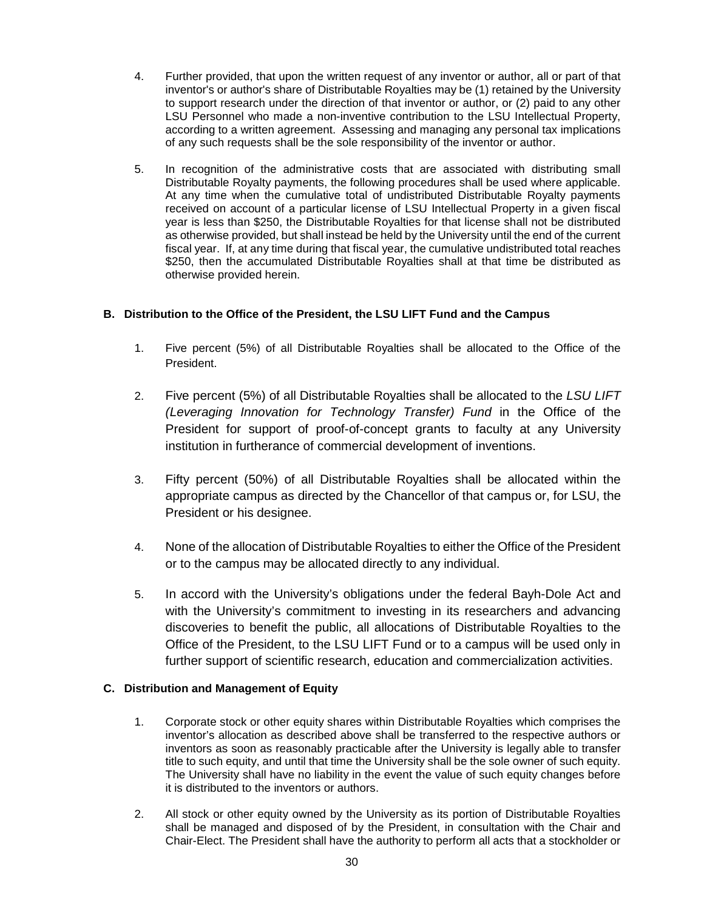4. Further provided, that upon the written request of any inventor or author, all or part of that inventor's or author's share of Distributable Royalties may be (1) retained by the University to support research under the direction of that inventor or author, or (2) paid to any other LSU Personnel who made a non-inventive contribution to the LSU Intellectual Property, according to a written agreement. Assessing and managing any personal tax implications of any such requests shall be the sole responsibility of the inventor or author.

5. In recognition of the administrative costs that are associated with distributing small Distributable Royalty payments, the following procedures shall be used where applicable. At any time when the cumulative total of undistributed Distributable Royalty payments received on account of a particular license of LSU Intellectual Property in a given fiscal year is less than $250, the Distributable Royalties for that license shall not be distributed as otherwise provided, but shall instead be held by the University until the end of the current fiscal year. If, at any time during that fiscal year, the cumulative undistributed total reaches $250, then the accumulated Distributable Royalties shall at that time be distributed as otherwise provided herein.

### B. Distribution to the Office of the President, the LSU LIFT Fund and the Campus

1. Five percent (5%) of all Distributable Royalties shall be allocated to the Office of the President.

2. Five percent (5%) of all Distributable Royalties shall be allocated to the *LSU LIFT (Leveraging Innovation for Technology Transfer) Fund* in the Office of the President for support of proof-of-concept grants to faculty at any University institution in furtherance of commercial development of inventions.

3. Fifty percent (50%) of all Distributable Royalties shall be allocated within the appropriate campus as directed by the Chancellor of that campus or, for LSU, the President or his designee.

4. None of the allocation of Distributable Royalties to either the Office of the President or to the campus may be allocated directly to any individual.

5. In accord with the University's obligations under the federal Bayh-Dole Act and with the University's commitment to investing in its researchers and advancing discoveries to benefit the public, all allocations of Distributable Royalties to the Office of the President, to the LSU LIFT Fund or to a campus will be used only in further support of scientific research, education and commercialization activities.

### C. Distribution and Management of Equity

1. Corporate stock or other equity shares within Distributable Royalties which comprises the inventor's allocation as described above shall be transferred to the respective authors or inventors as soon as reasonably practicable after the University is legally able to transfer title to such equity, and until that time the University shall be the sole owner of such equity. The University shall have no liability in the event the value of such equity changes before it is distributed to the inventors or authors.

2. All stock or other equity owned by the University as its portion of Distributable Royalties shall be managed and disposed of by the President, in consultation with the Chair and Chair-Elect. The President shall have the authority to perform all acts that a stockholder or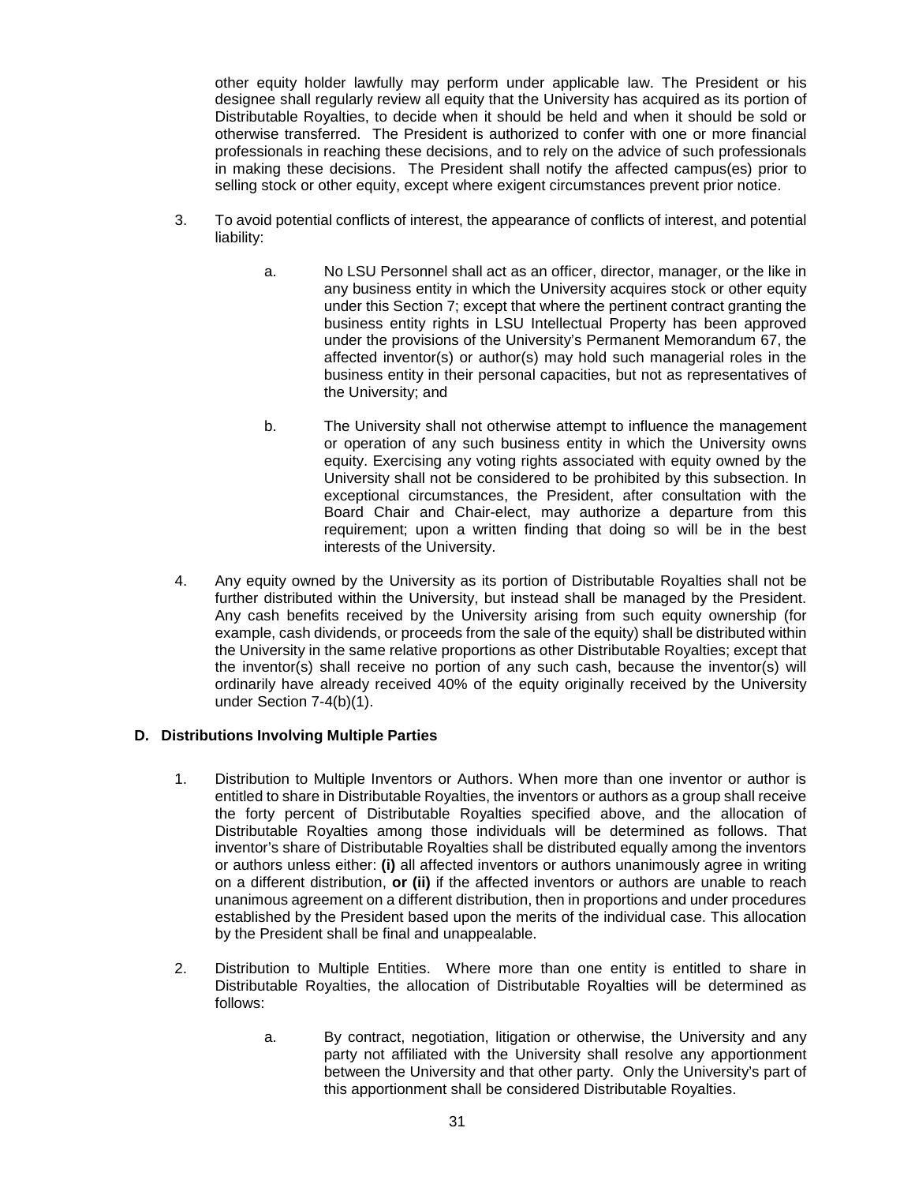other equity holder lawfully may perform under applicable law. The President or his designee shall regularly review all equity that the University has acquired as its portion of Distributable Royalties, to decide when it should be held and when it should be sold or otherwise transferred. The President is authorized to confer with one or more financial professionals in reaching these decisions, and to rely on the advice of such professionals in making these decisions. The President shall notify the affected campus(es) prior to selling stock or other equity, except where exigent circumstances prevent prior notice.

3. To avoid potential conflicts of interest, the appearance of conflicts of interest, and potential liability:

   a. No LSU Personnel shall act as an officer, director, manager, or the like in any business entity in which the University acquires stock or other equity under this Section 7; except that where the pertinent contract granting the business entity rights in LSU Intellectual Property has been approved under the provisions of the University's Permanent Memorandum 67, the affected inventor(s) or author(s) may hold such managerial roles in the business entity in their personal capacities, but not as representatives of the University; and

   b. The University shall not otherwise attempt to influence the management or operation of any such business entity in which the University owns equity. Exercising any voting rights associated with equity owned by the University shall not be considered to be prohibited by this subsection. In exceptional circumstances, the President, after consultation with the Board Chair and Chair-elect, may authorize a departure from this requirement; upon a written finding that doing so will be in the best interests of the University.

4. Any equity owned by the University as its portion of Distributable Royalties shall not be further distributed within the University, but instead shall be managed by the President. Any cash benefits received by the University arising from such equity ownership (for example, cash dividends, or proceeds from the sale of the equity) shall be distributed within the University in the same relative proportions as other Distributable Royalties; except that the inventor(s) shall receive no portion of any such cash, because the inventor(s) will ordinarily have already received 40% of the equity originally received by the University under Section 7-4(b)(1).

### D. Distributions Involving Multiple Parties

1. Distribution to Multiple Inventors or Authors. When more than one inventor or author is entitled to share in Distributable Royalties, the inventors or authors as a group shall receive the forty percent of Distributable Royalties specified above, and the allocation of Distributable Royalties among those individuals will be determined as follows. That inventor's share of Distributable Royalties shall be distributed equally among the inventors or authors unless either: **(i)** all affected inventors or authors unanimously agree in writing on a different distribution, **or (ii)** if the affected inventors or authors are unable to reach unanimous agreement on a different distribution, then in proportions and under procedures established by the President based upon the merits of the individual case. This allocation by the President shall be final and unappealable.

2. Distribution to Multiple Entities. Where more than one entity is entitled to share in Distributable Royalties, the allocation of Distributable Royalties will be determined as follows:

   a. By contract, negotiation, litigation or otherwise, the University and any party not affiliated with the University shall resolve any apportionment between the University and that other party. Only the University's part of this apportionment shall be considered Distributable Royalties.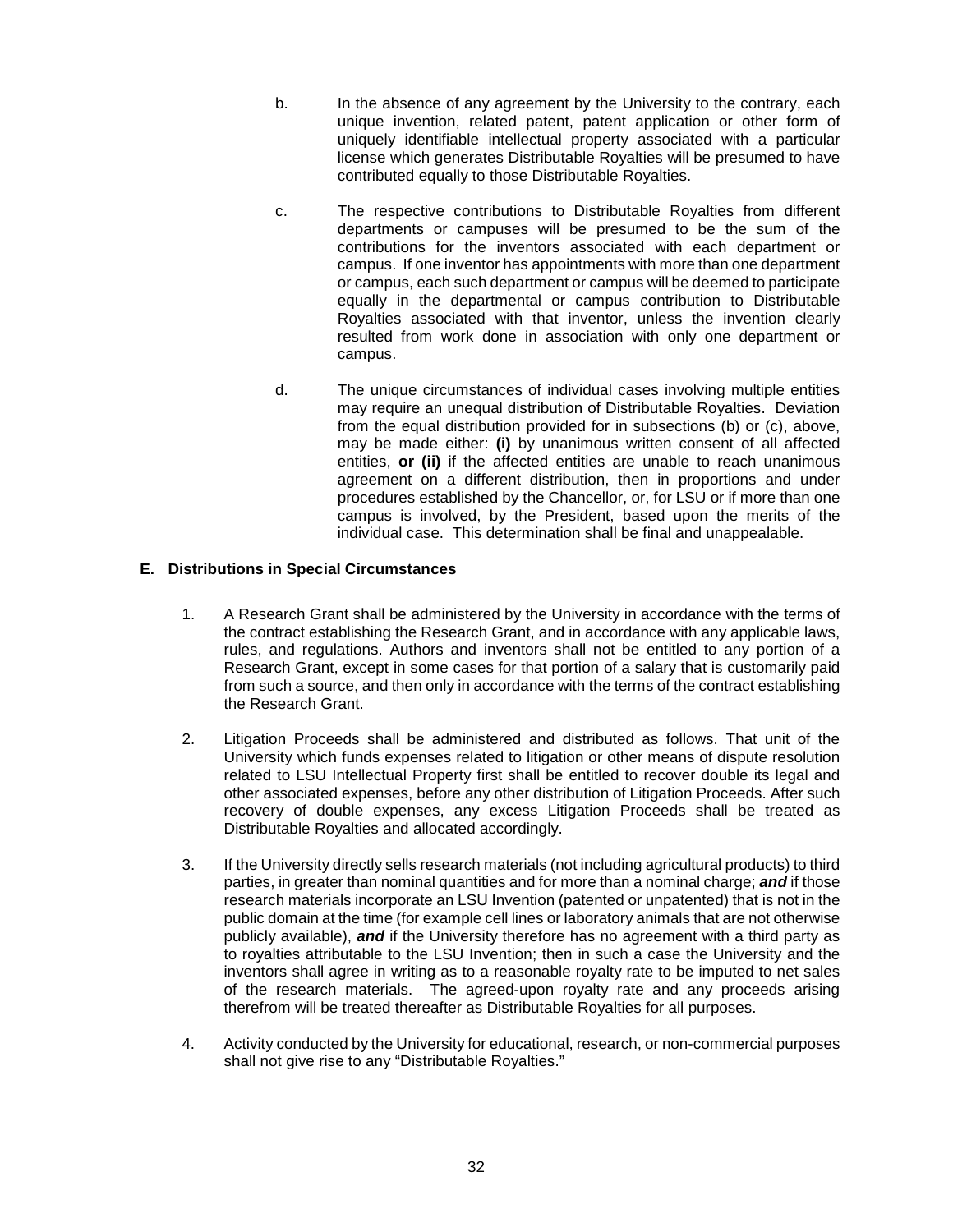b. In the absence of any agreement by the University to the contrary, each unique invention, related patent, patent application or other form of uniquely identifiable intellectual property associated with a particular license which generates Distributable Royalties will be presumed to have contributed equally to those Distributable Royalties.

c. The respective contributions to Distributable Royalties from different departments or campuses will be presumed to be the sum of the contributions for the inventors associated with each department or campus. If one inventor has appointments with more than one department or campus, each such department or campus will be deemed to participate equally in the departmental or campus contribution to Distributable Royalties associated with that inventor, unless the invention clearly resulted from work done in association with only one department or campus.

d. The unique circumstances of individual cases involving multiple entities may require an unequal distribution of Distributable Royalties. Deviation from the equal distribution provided for in subsections (b) or (c), above, may be made either: **(i)** by unanimous written consent of all affected entities, **or (ii)** if the affected entities are unable to reach unanimous agreement on a different distribution, then in proportions and under procedures established by the Chancellor, or, for LSU or if more than one campus is involved, by the President, based upon the merits of the individual case. This determination shall be final and unappealable.

### E. Distributions in Special Circumstances

1. A Research Grant shall be administered by the University in accordance with the terms of the contract establishing the Research Grant, and in accordance with any applicable laws, rules, and regulations. Authors and inventors shall not be entitled to any portion of a Research Grant, except in some cases for that portion of a salary that is customarily paid from such a source, and then only in accordance with the terms of the contract establishing the Research Grant.

2. Litigation Proceeds shall be administered and distributed as follows. That unit of the University which funds expenses related to litigation or other means of dispute resolution related to LSU Intellectual Property first shall be entitled to recover double its legal and other associated expenses, before any other distribution of Litigation Proceeds. After such recovery of double expenses, any excess Litigation Proceeds shall be treated as Distributable Royalties and allocated accordingly.

3. If the University directly sells research materials (not including agricultural products) to third parties, in greater than nominal quantities and for more than a nominal charge; ***and*** if those research materials incorporate an LSU Invention (patented or unpatented) that is not in the public domain at the time (for example cell lines or laboratory animals that are not otherwise publicly available), ***and*** if the University therefore has no agreement with a third party as to royalties attributable to the LSU Invention; then in such a case the University and the inventors shall agree in writing as to a reasonable royalty rate to be imputed to net sales of the research materials. The agreed-upon royalty rate and any proceeds arising therefrom will be treated thereafter as Distributable Royalties for all purposes.

4. Activity conducted by the University for educational, research, or non-commercial purposes shall not give rise to any "Distributable Royalties."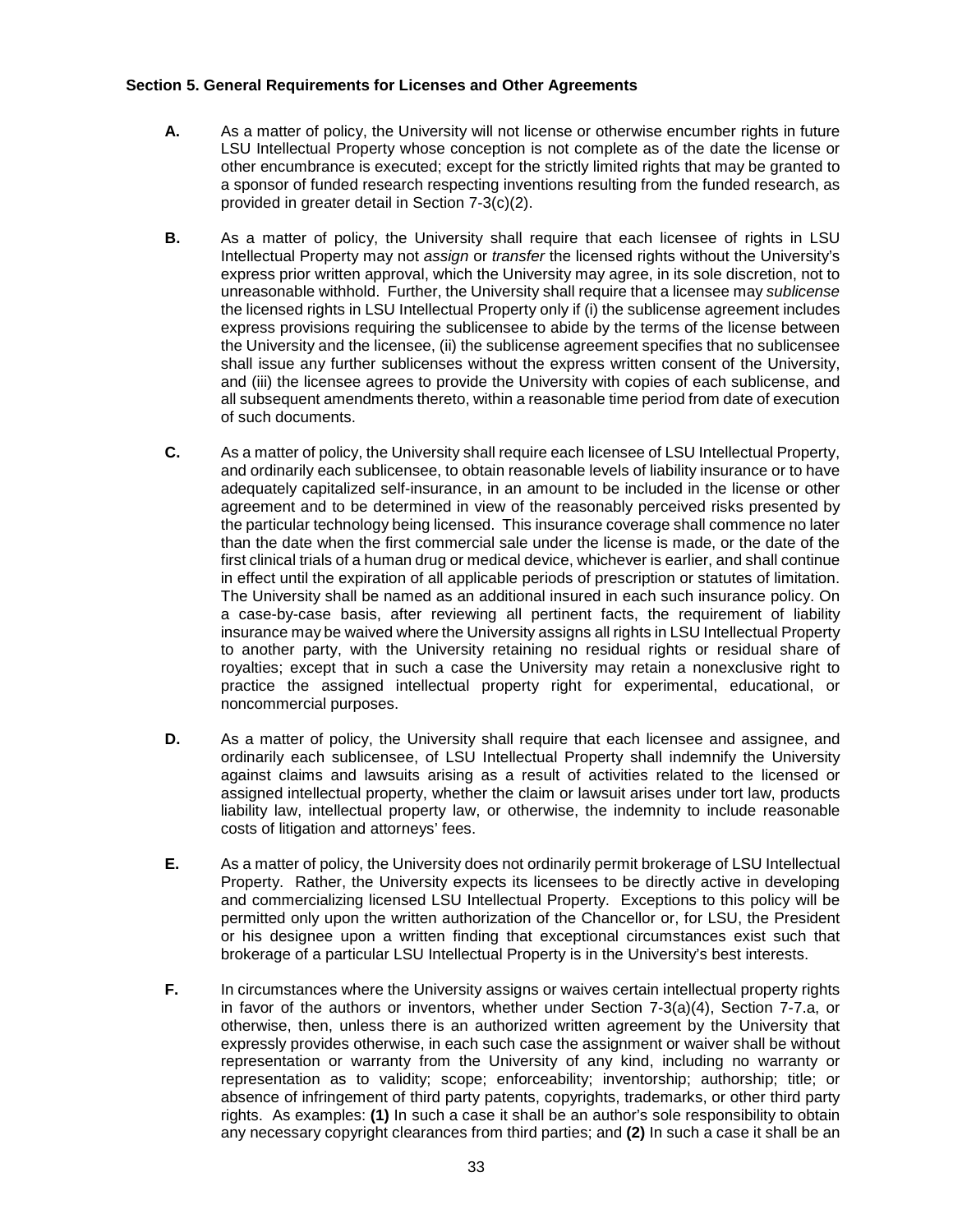**Section 5. General Requirements for Licenses and Other Agreements**

**A.** As a matter of policy, the University will not license or otherwise encumber rights in future LSU Intellectual Property whose conception is not complete as of the date the license or other encumbrance is executed; except for the strictly limited rights that may be granted to a sponsor of funded research respecting inventions resulting from the funded research, as provided in greater detail in Section 7-3(c)(2).

**B.** As a matter of policy, the University shall require that each licensee of rights in LSU Intellectual Property may not *assign* or *transfer* the licensed rights without the University's express prior written approval, which the University may agree, in its sole discretion, not to unreasonable withhold. Further, the University shall require that a licensee may *sublicense* the licensed rights in LSU Intellectual Property only if (i) the sublicense agreement includes express provisions requiring the sublicensee to abide by the terms of the license between the University and the licensee, (ii) the sublicense agreement specifies that no sublicensee shall issue any further sublicenses without the express written consent of the University, and (iii) the licensee agrees to provide the University with copies of each sublicense, and all subsequent amendments thereto, within a reasonable time period from date of execution of such documents.

**C.** As a matter of policy, the University shall require each licensee of LSU Intellectual Property, and ordinarily each sublicensee, to obtain reasonable levels of liability insurance or to have adequately capitalized self-insurance, in an amount to be included in the license or other agreement and to be determined in view of the reasonably perceived risks presented by the particular technology being licensed. This insurance coverage shall commence no later than the date when the first commercial sale under the license is made, or the date of the first clinical trials of a human drug or medical device, whichever is earlier, and shall continue in effect until the expiration of all applicable periods of prescription or statutes of limitation. The University shall be named as an additional insured in each such insurance policy. On a case-by-case basis, after reviewing all pertinent facts, the requirement of liability insurance may be waived where the University assigns all rights in LSU Intellectual Property to another party, with the University retaining no residual rights or residual share of royalties; except that in such a case the University may retain a nonexclusive right to practice the assigned intellectual property right for experimental, educational, or noncommercial purposes.

**D.** As a matter of policy, the University shall require that each licensee and assignee, and ordinarily each sublicensee, of LSU Intellectual Property shall indemnify the University against claims and lawsuits arising as a result of activities related to the licensed or assigned intellectual property, whether the claim or lawsuit arises under tort law, products liability law, intellectual property law, or otherwise, the indemnity to include reasonable costs of litigation and attorneys' fees.

**E.** As a matter of policy, the University does not ordinarily permit brokerage of LSU Intellectual Property. Rather, the University expects its licensees to be directly active in developing and commercializing licensed LSU Intellectual Property. Exceptions to this policy will be permitted only upon the written authorization of the Chancellor or, for LSU, the President or his designee upon a written finding that exceptional circumstances exist such that brokerage of a particular LSU Intellectual Property is in the University's best interests.

**F.** In circumstances where the University assigns or waives certain intellectual property rights in favor of the authors or inventors, whether under Section 7-3(a)(4), Section 7-7.a, or otherwise, then, unless there is an authorized written agreement by the University that expressly provides otherwise, in each such case the assignment or waiver shall be without representation or warranty from the University of any kind, including no warranty or representation as to validity; scope; enforceability; inventorship; authorship; title; or absence of infringement of third party patents, copyrights, trademarks, or other third party rights. As examples: **(1)** In such a case it shall be an author's sole responsibility to obtain any necessary copyright clearances from third parties; and **(2)** In such a case it shall be an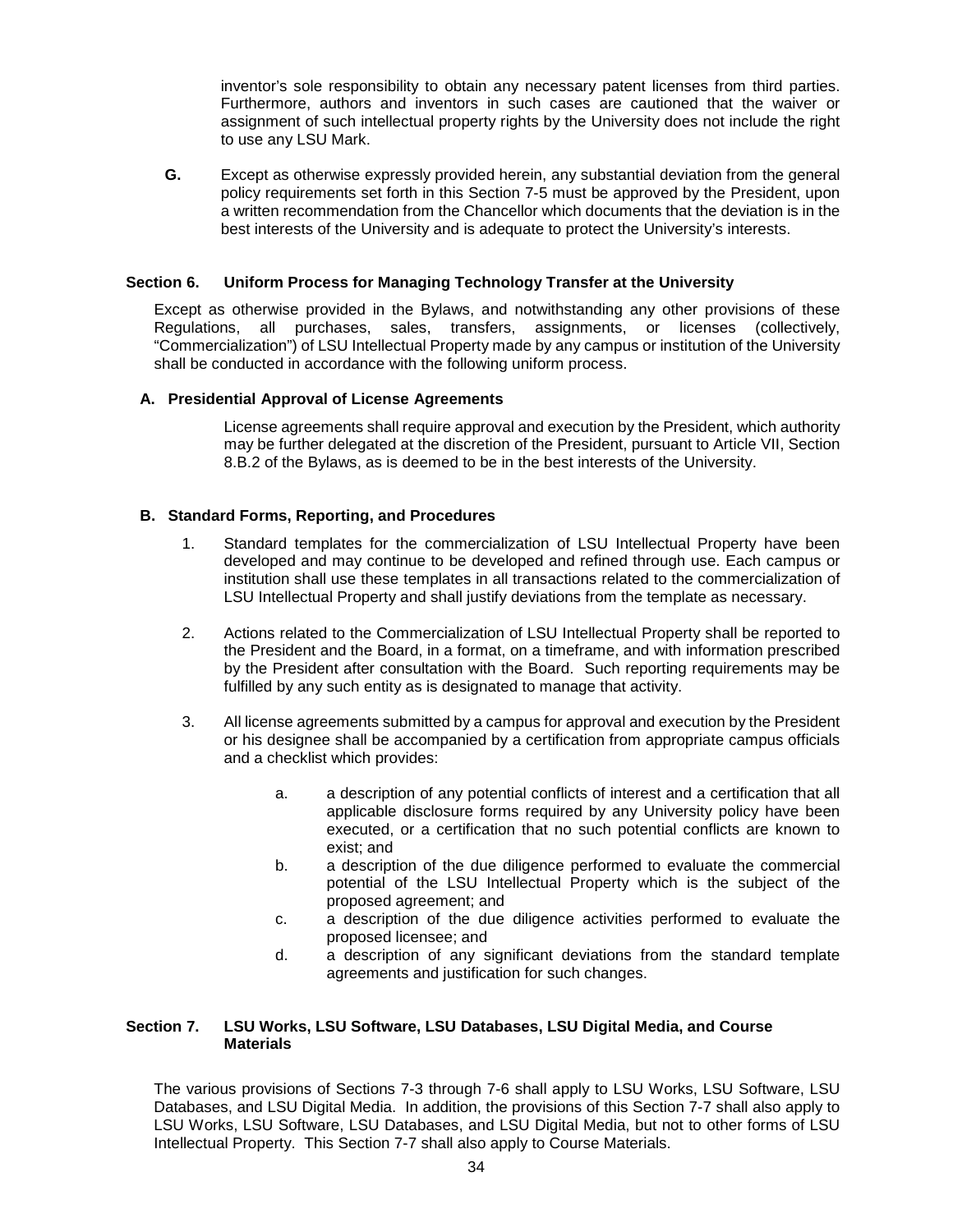inventor's sole responsibility to obtain any necessary patent licenses from third parties. Furthermore, authors and inventors in such cases are cautioned that the waiver or assignment of such intellectual property rights by the University does not include the right to use any LSU Mark.

**G.** Except as otherwise expressly provided herein, any substantial deviation from the general policy requirements set forth in this Section 7-5 must be approved by the President, upon a written recommendation from the Chancellor which documents that the deviation is in the best interests of the University and is adequate to protect the University's interests.

## Section 6. Uniform Process for Managing Technology Transfer at the University

Except as otherwise provided in the Bylaws, and notwithstanding any other provisions of these Regulations, all purchases, sales, transfers, assignments, or licenses (collectively, "Commercialization") of LSU Intellectual Property made by any campus or institution of the University shall be conducted in accordance with the following uniform process.

### A. Presidential Approval of License Agreements

License agreements shall require approval and execution by the President, which authority may be further delegated at the discretion of the President, pursuant to Article VII, Section 8.B.2 of the Bylaws, as is deemed to be in the best interests of the University.

### B. Standard Forms, Reporting, and Procedures

1. Standard templates for the commercialization of LSU Intellectual Property have been developed and may continue to be developed and refined through use. Each campus or institution shall use these templates in all transactions related to the commercialization of LSU Intellectual Property and shall justify deviations from the template as necessary.

2. Actions related to the Commercialization of LSU Intellectual Property shall be reported to the President and the Board, in a format, on a timeframe, and with information prescribed by the President after consultation with the Board. Such reporting requirements may be fulfilled by any such entity as is designated to manage that activity.

3. All license agreements submitted by a campus for approval and execution by the President or his designee shall be accompanied by a certification from appropriate campus officials and a checklist which provides:

    a. a description of any potential conflicts of interest and a certification that all applicable disclosure forms required by any University policy have been executed, or a certification that no such potential conflicts are known to exist; and
    b. a description of the due diligence performed to evaluate the commercial potential of the LSU Intellectual Property which is the subject of the proposed agreement; and
    c. a description of the due diligence activities performed to evaluate the proposed licensee; and
    d. a description of any significant deviations from the standard template agreements and justification for such changes.

## Section 7. LSU Works, LSU Software, LSU Databases, LSU Digital Media, and Course Materials

The various provisions of Sections 7-3 through 7-6 shall apply to LSU Works, LSU Software, LSU Databases, and LSU Digital Media. In addition, the provisions of this Section 7-7 shall also apply to LSU Works, LSU Software, LSU Databases, and LSU Digital Media, but not to other forms of LSU Intellectual Property. This Section 7-7 shall also apply to Course Materials.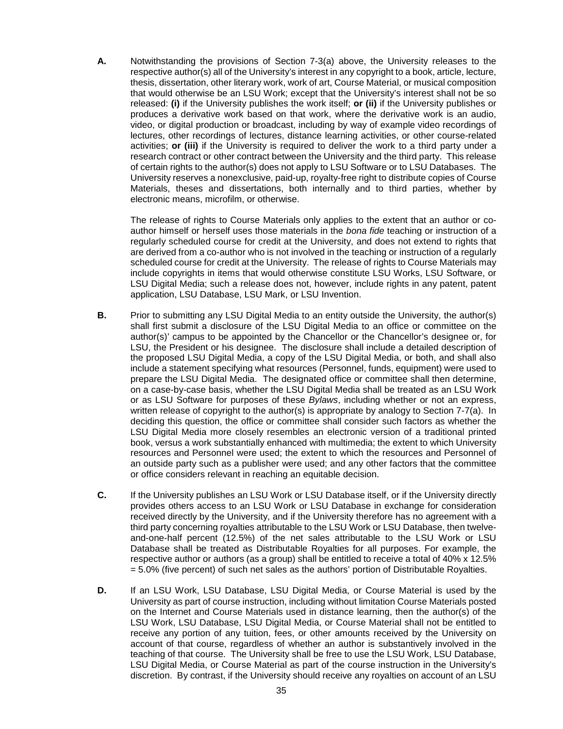**A.** Notwithstanding the provisions of Section 7-3(a) above, the University releases to the respective author(s) all of the University's interest in any copyright to a book, article, lecture, thesis, dissertation, other literary work, work of art, Course Material, or musical composition that would otherwise be an LSU Work; except that the University's interest shall not be so released: **(i)** if the University publishes the work itself; **or (ii)** if the University publishes or produces a derivative work based on that work, where the derivative work is an audio, video, or digital production or broadcast, including by way of example video recordings of lectures, other recordings of lectures, distance learning activities, or other course-related activities; **or (iii)** if the University is required to deliver the work to a third party under a research contract or other contract between the University and the third party. This release of certain rights to the author(s) does not apply to LSU Software or to LSU Databases. The University reserves a nonexclusive, paid-up, royalty-free right to distribute copies of Course Materials, theses and dissertations, both internally and to third parties, whether by electronic means, microfilm, or otherwise.

The release of rights to Course Materials only applies to the extent that an author or co-author himself or herself uses those materials in the *bona fide* teaching or instruction of a regularly scheduled course for credit at the University, and does not extend to rights that are derived from a co-author who is not involved in the teaching or instruction of a regularly scheduled course for credit at the University. The release of rights to Course Materials may include copyrights in items that would otherwise constitute LSU Works, LSU Software, or LSU Digital Media; such a release does not, however, include rights in any patent, patent application, LSU Database, LSU Mark, or LSU Invention.

**B.** Prior to submitting any LSU Digital Media to an entity outside the University, the author(s) shall first submit a disclosure of the LSU Digital Media to an office or committee on the author(s)' campus to be appointed by the Chancellor or the Chancellor's designee or, for LSU, the President or his designee. The disclosure shall include a detailed description of the proposed LSU Digital Media, a copy of the LSU Digital Media, or both, and shall also include a statement specifying what resources (Personnel, funds, equipment) were used to prepare the LSU Digital Media. The designated office or committee shall then determine, on a case-by-case basis, whether the LSU Digital Media shall be treated as an LSU Work or as LSU Software for purposes of these *Bylaws*, including whether or not an express, written release of copyright to the author(s) is appropriate by analogy to Section 7-7(a). In deciding this question, the office or committee shall consider such factors as whether the LSU Digital Media more closely resembles an electronic version of a traditional printed book, versus a work substantially enhanced with multimedia; the extent to which University resources and Personnel were used; the extent to which the resources and Personnel of an outside party such as a publisher were used; and any other factors that the committee or office considers relevant in reaching an equitable decision.

**C.** If the University publishes an LSU Work or LSU Database itself, or if the University directly provides others access to an LSU Work or LSU Database in exchange for consideration received directly by the University, and if the University therefore has no agreement with a third party concerning royalties attributable to the LSU Work or LSU Database, then twelve-and-one-half percent (12.5%) of the net sales attributable to the LSU Work or LSU Database shall be treated as Distributable Royalties for all purposes. For example, the respective author or authors (as a group) shall be entitled to receive a total of 40% x 12.5% = 5.0% (five percent) of such net sales as the authors' portion of Distributable Royalties.

**D.** If an LSU Work, LSU Database, LSU Digital Media, or Course Material is used by the University as part of course instruction, including without limitation Course Materials posted on the Internet and Course Materials used in distance learning, then the author(s) of the LSU Work, LSU Database, LSU Digital Media, or Course Material shall not be entitled to receive any portion of any tuition, fees, or other amounts received by the University on account of that course, regardless of whether an author is substantively involved in the teaching of that course. The University shall be free to use the LSU Work, LSU Database, LSU Digital Media, or Course Material as part of the course instruction in the University's discretion. By contrast, if the University should receive any royalties on account of an LSU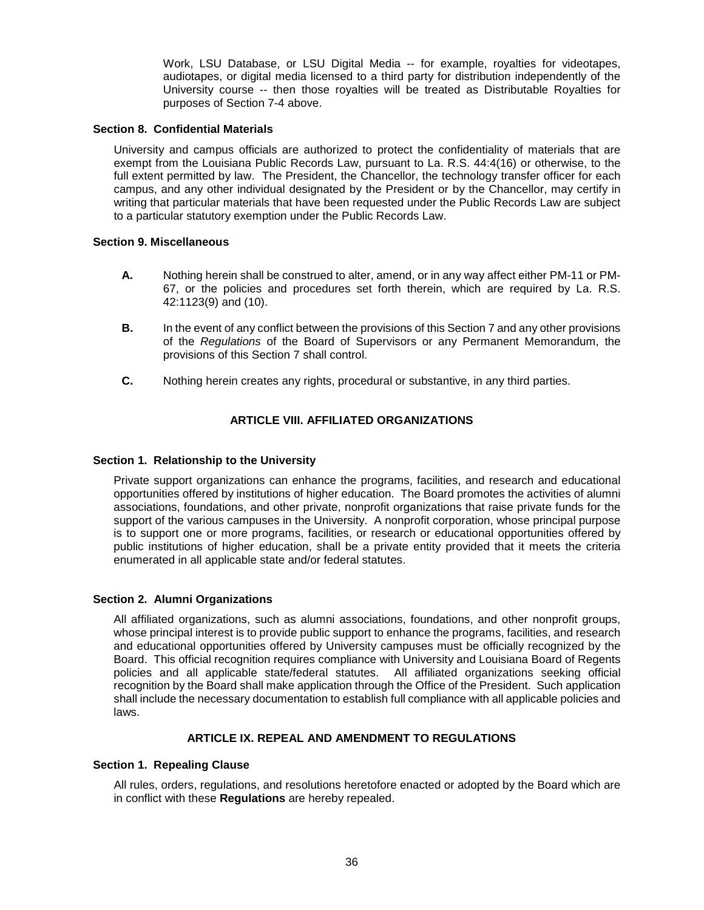Work, LSU Database, or LSU Digital Media -- for example, royalties for videotapes, audiotapes, or digital media licensed to a third party for distribution independently of the University course -- then those royalties will be treated as Distributable Royalties for purposes of Section 7-4 above.

**Section 8. Confidential Materials**

University and campus officials are authorized to protect the confidentiality of materials that are exempt from the Louisiana Public Records Law, pursuant to La. R.S. 44:4(16) or otherwise, to the full extent permitted by law. The President, the Chancellor, the technology transfer officer for each campus, and any other individual designated by the President or by the Chancellor, may certify in writing that particular materials that have been requested under the Public Records Law are subject to a particular statutory exemption under the Public Records Law.

**Section 9. Miscellaneous**

**A.** Nothing herein shall be construed to alter, amend, or in any way affect either PM-11 or PM-67, or the policies and procedures set forth therein, which are required by La. R.S. 42:1123(9) and (10).

**B.** In the event of any conflict between the provisions of this Section 7 and any other provisions of the *Regulations* of the Board of Supervisors or any Permanent Memorandum, the provisions of this Section 7 shall control.

**C.** Nothing herein creates any rights, procedural or substantive, in any third parties.

## ARTICLE VIII. AFFILIATED ORGANIZATIONS

**Section 1. Relationship to the University**

Private support organizations can enhance the programs, facilities, and research and educational opportunities offered by institutions of higher education. The Board promotes the activities of alumni associations, foundations, and other private, nonprofit organizations that raise private funds for the support of the various campuses in the University. A nonprofit corporation, whose principal purpose is to support one or more programs, facilities, or research or educational opportunities offered by public institutions of higher education, shall be a private entity provided that it meets the criteria enumerated in all applicable state and/or federal statutes.

**Section 2. Alumni Organizations**

All affiliated organizations, such as alumni associations, foundations, and other nonprofit groups, whose principal interest is to provide public support to enhance the programs, facilities, and research and educational opportunities offered by University campuses must be officially recognized by the Board. This official recognition requires compliance with University and Louisiana Board of Regents policies and all applicable state/federal statutes. All affiliated organizations seeking official recognition by the Board shall make application through the Office of the President. Such application shall include the necessary documentation to establish full compliance with all applicable policies and laws.

## ARTICLE IX. REPEAL AND AMENDMENT TO REGULATIONS

**Section 1. Repealing Clause**

All rules, orders, regulations, and resolutions heretofore enacted or adopted by the Board which are in conflict with these **Regulations** are hereby repealed.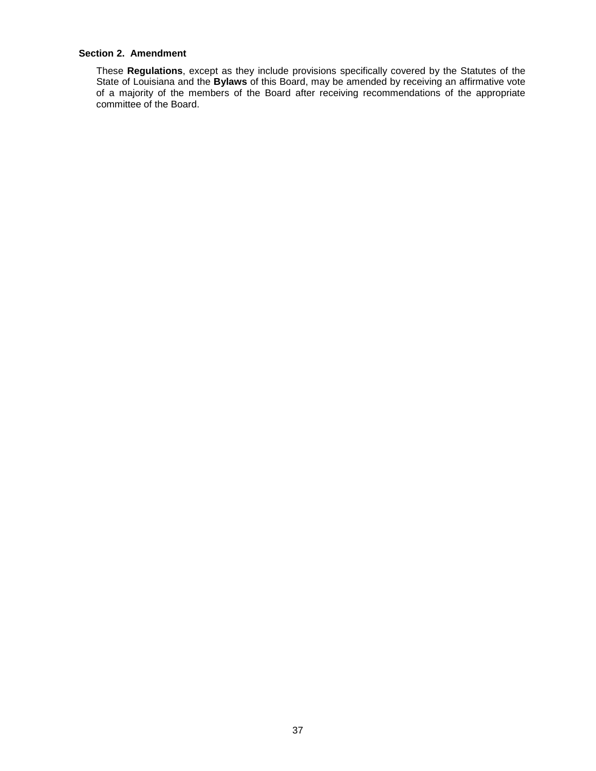### Section 2. Amendment

These **Regulations**, except as they include provisions specifically covered by the Statutes of the State of Louisiana and the **Bylaws** of this Board, may be amended by receiving an affirmative vote of a majority of the members of the Board after receiving recommendations of the appropriate committee of the Board.